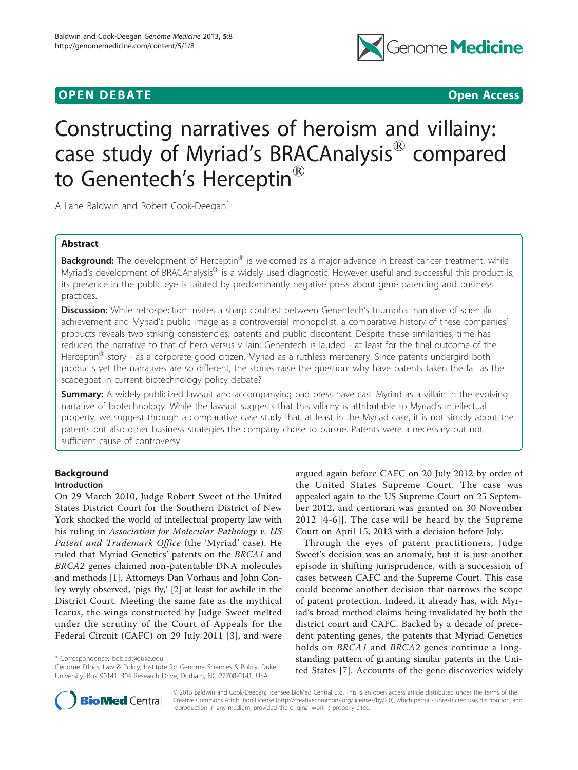**OPEN DEBATE** **Open Access**

# Constructing narratives of heroism and villainy: case study of Myriad's BRACAnalysis® compared to Genentech's Herceptin®

A Lane Baldwin and Robert Cook-Deegan*

## Abstract

**Background:** The development of Herceptin® is welcomed as a major advance in breast cancer treatment, while Myriad's development of BRACAnalysis® is a widely used diagnostic. However useful and successful this product is, its presence in the public eye is tainted by predominantly negative press about gene patenting and business practices.

**Discussion:** While retrospection invites a sharp contrast between Genentech's triumphal narrative of scientific achievement and Myriad's public image as a controversial monopolist, a comparative history of these companies' products reveals two striking consistencies: patents and public discontent. Despite these similarities, time has reduced the narrative to that of hero versus villain: Genentech is lauded - at least for the final outcome of the Herceptin® story - as a corporate good citizen, Myriad as a ruthless mercenary. Since patents undergird both products yet the narratives are so different, the stories raise the question: why have patents taken the fall as the scapegoat in current biotechnology policy debate?

**Summary:** A widely publicized lawsuit and accompanying bad press have cast Myriad as a villain in the evolving narrative of biotechnology. While the lawsuit suggests that this villainy is attributable to Myriad's intellectual property, we suggest through a comparative case study that, at least in the Myriad case, it is not simply about the patents but also other business strategies the company chose to pursue. Patents were a necessary but not sufficient cause of controversy.

## Background

### Introduction

On 29 March 2010, Judge Robert Sweet of the United States District Court for the Southern District of New York shocked the world of intellectual property law with his ruling in *Association for Molecular Pathology v. US Patent and Trademark Office* (the 'Myriad' case). He ruled that Myriad Genetics' patents on the *BRCA1* and *BRCA2* genes claimed non-patentable DNA molecules and methods [1]. Attorneys Dan Vorhaus and John Conley wryly observed, 'pigs fly,' [2] at least for awhile in the District Court. Meeting the same fate as the mythical Icarus, the wings constructed by Judge Sweet melted under the scrutiny of the Court of Appeals for the Federal Circuit (CAFC) on 29 July 2011 [3], and were argued again before CAFC on 20 July 2012 by order of the United States Supreme Court. The case was appealed again to the US Supreme Court on 25 September 2012, and certiorari was granted on 30 November 2012 [4-6]]. The case will be heard by the Supreme Court on April 15, 2013 with a decision before July.

Through the eyes of patent practitioners, Judge Sweet's decision was an anomaly, but it is just another episode in shifting jurisprudence, with a succession of cases between CAFC and the Supreme Court. This case could become another decision that narrows the scope of patent protection. Indeed, it already has, with Myriad's broad method claims being invalidated by both the district court and CAFC. Backed by a decade of precedent patenting genes, the patents that Myriad Genetics holds on *BRCA1* and *BRCA2* genes continue a longstanding pattern of granting similar patents in the United States [7]. Accounts of the gene discoveries widely

\* Correspondence: bob.cd@duke.edu
Genome Ethics, Law & Policy, Institute for Genome Sciences & Policy, Duke University, Box 90141, 304 Research Drive, Durham, NC 27708-0141, USA

© 2013 Baldwin and Cook-Deegan; licensee BioMed Central Ltd. This is an open access article distributed under the terms of the Creative Commons Attribution License (http://creativecommons.org/licenses/by/2.0), which permits unrestricted use, distribution, and reproduction in any medium, provided the original work is properly cited.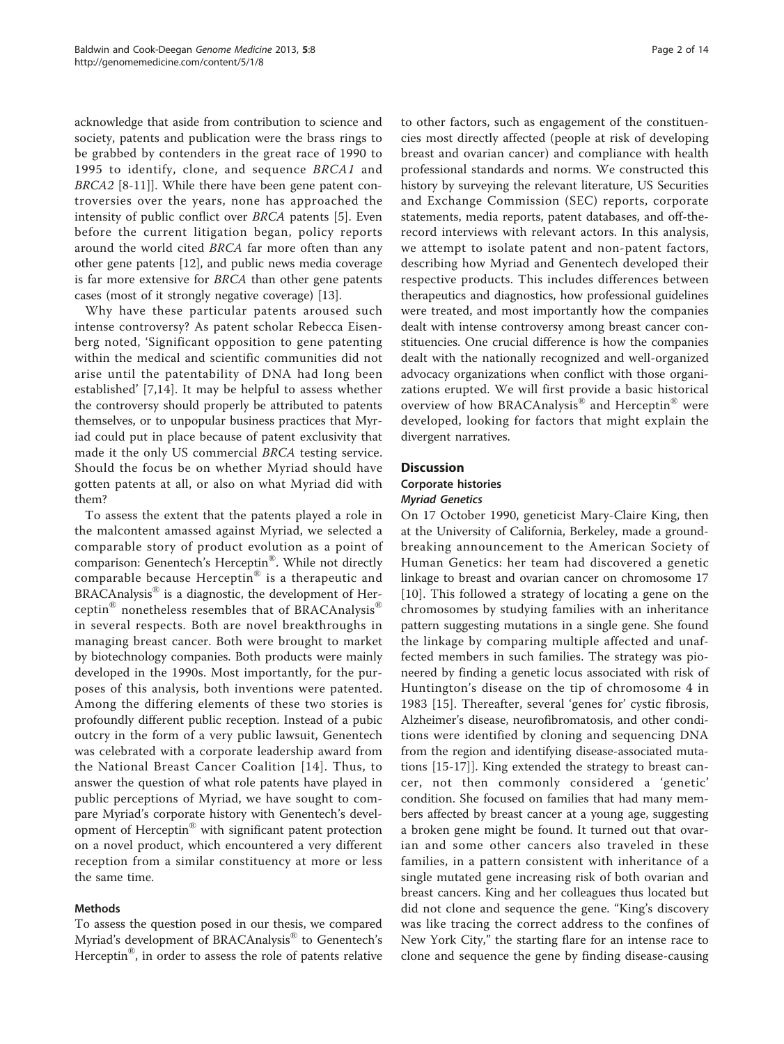acknowledge that aside from contribution to science and society, patents and publication were the brass rings to be grabbed by contenders in the great race of 1990 to 1995 to identify, clone, and sequence *BRCA1* and *BRCA2* [8-11]]. While there have been gene patent controversies over the years, none has approached the intensity of public conflict over *BRCA* patents [5]. Even before the current litigation began, policy reports around the world cited *BRCA* far more often than any other gene patents [12], and public news media coverage is far more extensive for *BRCA* than other gene patents cases (most of it strongly negative coverage) [13].

Why have these particular patents aroused such intense controversy? As patent scholar Rebecca Eisenberg noted, 'Significant opposition to gene patenting within the medical and scientific communities did not arise until the patentability of DNA had long been established' [7,14]. It may be helpful to assess whether the controversy should properly be attributed to patents themselves, or to unpopular business practices that Myriad could put in place because of patent exclusivity that made it the only US commercial *BRCA* testing service. Should the focus be on whether Myriad should have gotten patents at all, or also on what Myriad did with them?

To assess the extent that the patents played a role in the malcontent amassed against Myriad, we selected a comparable story of product evolution as a point of comparison: Genentech's Herceptin®. While not directly comparable because Herceptin® is a therapeutic and BRACAnalysis® is a diagnostic, the development of Herceptin® nonetheless resembles that of BRACAnalysis® in several respects. Both are novel breakthroughs in managing breast cancer. Both were brought to market by biotechnology companies. Both products were mainly developed in the 1990s. Most importantly, for the purposes of this analysis, both inventions were patented. Among the differing elements of these two stories is profoundly different public reception. Instead of a pubic outcry in the form of a very public lawsuit, Genentech was celebrated with a corporate leadership award from the National Breast Cancer Coalition [14]. Thus, to answer the question of what role patents have played in public perceptions of Myriad, we have sought to compare Myriad's corporate history with Genentech's development of Herceptin® with significant patent protection on a novel product, which encountered a very different reception from a similar constituency at more or less the same time.

## Methods

To assess the question posed in our thesis, we compared Myriad's development of BRACAnalysis® to Genentech's Herceptin®, in order to assess the role of patents relative to other factors, such as engagement of the constituencies most directly affected (people at risk of developing breast and ovarian cancer) and compliance with health professional standards and norms. We constructed this history by surveying the relevant literature, US Securities and Exchange Commission (SEC) reports, corporate statements, media reports, patent databases, and off-the-record interviews with relevant actors. In this analysis, we attempt to isolate patent and non-patent factors, describing how Myriad and Genentech developed their respective products. This includes differences between therapeutics and diagnostics, how professional guidelines were treated, and most importantly how the companies dealt with intense controversy among breast cancer constituencies. One crucial difference is how the companies dealt with the nationally recognized and well-organized advocacy organizations when conflict with those organizations erupted. We will first provide a basic historical overview of how BRACAnalysis® and Herceptin® were developed, looking for factors that might explain the divergent narratives.

## Discussion

### Corporate histories

#### *Myriad Genetics*

On 17 October 1990, geneticist Mary-Claire King, then at the University of California, Berkeley, made a groundbreaking announcement to the American Society of Human Genetics: her team had discovered a genetic linkage to breast and ovarian cancer on chromosome 17 [10]. This followed a strategy of locating a gene on the chromosomes by studying families with an inheritance pattern suggesting mutations in a single gene. She found the linkage by comparing multiple affected and unaffected members in such families. The strategy was pioneered by finding a genetic locus associated with risk of Huntington's disease on the tip of chromosome 4 in 1983 [15]. Thereafter, several 'genes for' cystic fibrosis, Alzheimer's disease, neurofibromatosis, and other conditions were identified by cloning and sequencing DNA from the region and identifying disease-associated mutations [15-17]]. King extended the strategy to breast cancer, not then commonly considered a 'genetic' condition. She focused on families that had many members affected by breast cancer at a young age, suggesting a broken gene might be found. It turned out that ovarian and some other cancers also traveled in these families, in a pattern consistent with inheritance of a single mutated gene increasing risk of both ovarian and breast cancers. King and her colleagues thus located but did not clone and sequence the gene. "King's discovery was like tracing the correct address to the confines of New York City," the starting flare for an intense race to clone and sequence the gene by finding disease-causing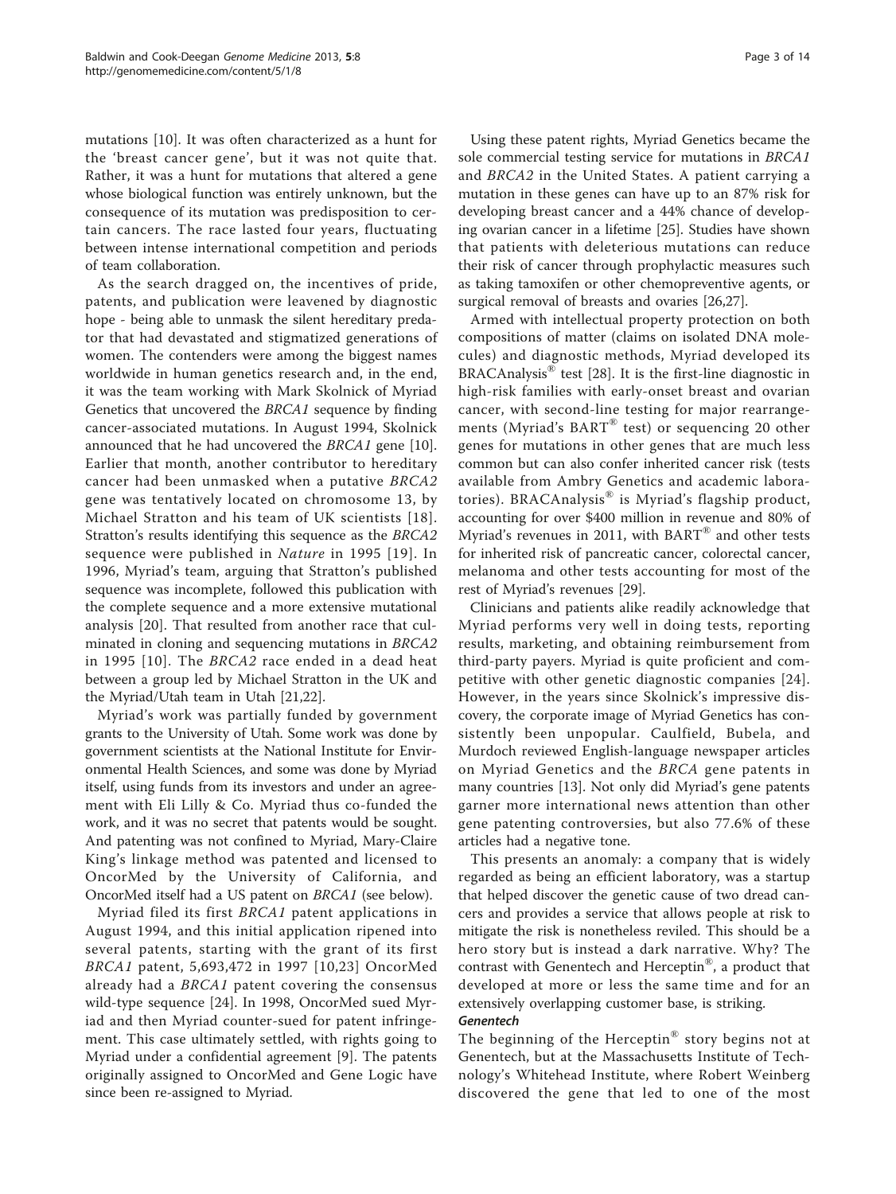mutations [10]. It was often characterized as a hunt for the 'breast cancer gene', but it was not quite that. Rather, it was a hunt for mutations that altered a gene whose biological function was entirely unknown, but the consequence of its mutation was predisposition to certain cancers. The race lasted four years, fluctuating between intense international competition and periods of team collaboration.

As the search dragged on, the incentives of pride, patents, and publication were leavened by diagnostic hope - being able to unmask the silent hereditary predator that had devastated and stigmatized generations of women. The contenders were among the biggest names worldwide in human genetics research and, in the end, it was the team working with Mark Skolnick of Myriad Genetics that uncovered the *BRCA1* sequence by finding cancer-associated mutations. In August 1994, Skolnick announced that he had uncovered the *BRCA1* gene [10]. Earlier that month, another contributor to hereditary cancer had been unmasked when a putative *BRCA2* gene was tentatively located on chromosome 13, by Michael Stratton and his team of UK scientists [18]. Stratton's results identifying this sequence as the *BRCA2* sequence were published in *Nature* in 1995 [19]. In 1996, Myriad's team, arguing that Stratton's published sequence was incomplete, followed this publication with the complete sequence and a more extensive mutational analysis [20]. That resulted from another race that culminated in cloning and sequencing mutations in *BRCA2* in 1995 [10]. The *BRCA2* race ended in a dead heat between a group led by Michael Stratton in the UK and the Myriad/Utah team in Utah [21,22].

Myriad's work was partially funded by government grants to the University of Utah. Some work was done by government scientists at the National Institute for Environmental Health Sciences, and some was done by Myriad itself, using funds from its investors and under an agreement with Eli Lilly & Co. Myriad thus co-funded the work, and it was no secret that patents would be sought. And patenting was not confined to Myriad, Mary-Claire King's linkage method was patented and licensed to OncorMed by the University of California, and OncorMed itself had a US patent on *BRCA1* (see below).

Myriad filed its first *BRCA1* patent applications in August 1994, and this initial application ripened into several patents, starting with the grant of its first *BRCA1* patent, 5,693,472 in 1997 [10,23] OncorMed already had a *BRCA1* patent covering the consensus wild-type sequence [24]. In 1998, OncorMed sued Myriad and then Myriad counter-sued for patent infringement. This case ultimately settled, with rights going to Myriad under a confidential agreement [9]. The patents originally assigned to OncorMed and Gene Logic have since been re-assigned to Myriad.

Using these patent rights, Myriad Genetics became the sole commercial testing service for mutations in *BRCA1* and *BRCA2* in the United States. A patient carrying a mutation in these genes can have up to an 87% risk for developing breast cancer and a 44% chance of developing ovarian cancer in a lifetime [25]. Studies have shown that patients with deleterious mutations can reduce their risk of cancer through prophylactic measures such as taking tamoxifen or other chemopreventive agents, or surgical removal of breasts and ovaries [26,27].

Armed with intellectual property protection on both compositions of matter (claims on isolated DNA molecules) and diagnostic methods, Myriad developed its BRACAnalysis® test [28]. It is the first-line diagnostic in high-risk families with early-onset breast and ovarian cancer, with second-line testing for major rearrangements (Myriad's BART® test) or sequencing 20 other genes for mutations in other genes that are much less common but can also confer inherited cancer risk (tests available from Ambry Genetics and academic laboratories). BRACAnalysis® is Myriad's flagship product, accounting for over $400 million in revenue and 80% of Myriad's revenues in 2011, with BART® and other tests for inherited risk of pancreatic cancer, colorectal cancer, melanoma and other tests accounting for most of the rest of Myriad's revenues [29].

Clinicians and patients alike readily acknowledge that Myriad performs very well in doing tests, reporting results, marketing, and obtaining reimbursement from third-party payers. Myriad is quite proficient and competitive with other genetic diagnostic companies [24]. However, in the years since Skolnick's impressive discovery, the corporate image of Myriad Genetics has consistently been unpopular. Caulfield, Bubela, and Murdoch reviewed English-language newspaper articles on Myriad Genetics and the *BRCA* gene patents in many countries [13]. Not only did Myriad's gene patents garner more international news attention than other gene patenting controversies, but also 77.6% of these articles had a negative tone.

This presents an anomaly: a company that is widely regarded as being an efficient laboratory, was a startup that helped discover the genetic cause of two dread cancers and provides a service that allows people at risk to mitigate the risk is nonetheless reviled. This should be a hero story but is instead a dark narrative. Why? The contrast with Genentech and Herceptin®, a product that developed at more or less the same time and for an extensively overlapping customer base, is striking.

### Genentech

The beginning of the Herceptin® story begins not at Genentech, but at the Massachusetts Institute of Technology's Whitehead Institute, where Robert Weinberg discovered the gene that led to one of the most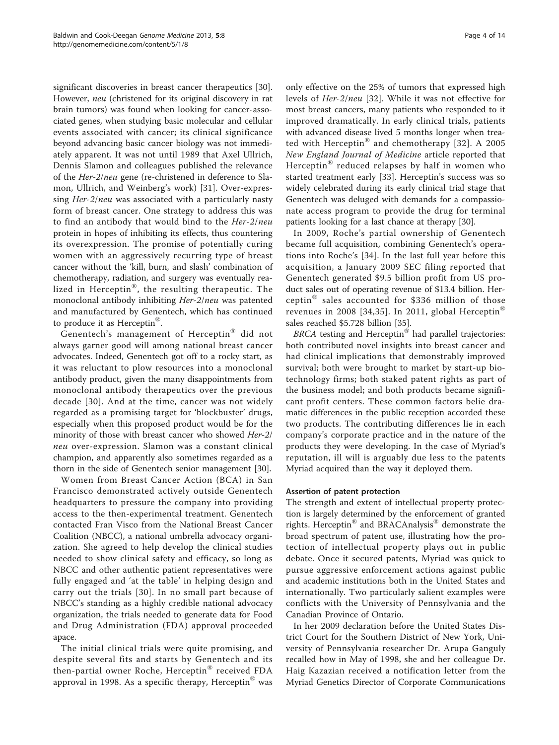significant discoveries in breast cancer therapeutics [30]. However, *neu* (christened for its original discovery in rat brain tumors) was found when looking for cancer-associated genes, when studying basic molecular and cellular events associated with cancer; its clinical significance beyond advancing basic cancer biology was not immediately apparent. It was not until 1989 that Axel Ullrich, Dennis Slamon and colleagues published the relevance of the *Her-2/neu* gene (re-christened in deference to Slamon, Ullrich, and Weinberg's work) [31]. Over-expressing *Her-2/neu* was associated with a particularly nasty form of breast cancer. One strategy to address this was to find an antibody that would bind to the *Her-2/neu* protein in hopes of inhibiting its effects, thus countering its overexpression. The promise of potentially curing women with an aggressively recurring type of breast cancer without the 'kill, burn, and slash' combination of chemotherapy, radiation, and surgery was eventually realized in Herceptin®, the resulting therapeutic. The monoclonal antibody inhibiting *Her-2/neu* was patented and manufactured by Genentech, which has continued to produce it as Herceptin®.

Genentech's management of Herceptin® did not always garner good will among national breast cancer advocates. Indeed, Genentech got off to a rocky start, as it was reluctant to plow resources into a monoclonal antibody product, given the many disappointments from monoclonal antibody therapeutics over the previous decade [30]. And at the time, cancer was not widely regarded as a promising target for 'blockbuster' drugs, especially when this proposed product would be for the minority of those with breast cancer who showed *Her-2/neu* over-expression. Slamon was a constant clinical champion, and apparently also sometimes regarded as a thorn in the side of Genentech senior management [30].

Women from Breast Cancer Action (BCA) in San Francisco demonstrated actively outside Genentech headquarters to pressure the company into providing access to the then-experimental treatment. Genentech contacted Fran Visco from the National Breast Cancer Coalition (NBCC), a national umbrella advocacy organization. She agreed to help develop the clinical studies needed to show clinical safety and efficacy, so long as NBCC and other authentic patient representatives were fully engaged and 'at the table' in helping design and carry out the trials [30]. In no small part because of NBCC's standing as a highly credible national advocacy organization, the trials needed to generate data for Food and Drug Administration (FDA) approval proceeded apace.

The initial clinical trials were quite promising, and despite several fits and starts by Genentech and its then-partial owner Roche, Herceptin® received FDA approval in 1998. As a specific therapy, Herceptin® was only effective on the 25% of tumors that expressed high levels of *Her-2/neu* [32]. While it was not effective for most breast cancers, many patients who responded to it improved dramatically. In early clinical trials, patients with advanced disease lived 5 months longer when treated with Herceptin® and chemotherapy [32]. A 2005 *New England Journal of Medicine* article reported that Herceptin® reduced relapses by half in women who started treatment early [33]. Herceptin's success was so widely celebrated during its early clinical trial stage that Genentech was deluged with demands for a compassionate access program to provide the drug for terminal patients looking for a last chance at therapy [30].

In 2009, Roche's partial ownership of Genentech became full acquisition, combining Genentech's operations into Roche's [34]. In the last full year before this acquisition, a January 2009 SEC filing reported that Genentech generated $9.5 billion profit from US product sales out of operating revenue of $13.4 billion. Herceptin® sales accounted for $336 million of those revenues in 2008 [34,35]. In 2011, global Herceptin® sales reached $5.728 billion [35].

*BRCA* testing and Herceptin® had parallel trajectories: both contributed novel insights into breast cancer and had clinical implications that demonstrably improved survival; both were brought to market by start-up biotechnology firms; both staked patent rights as part of the business model; and both products became significant profit centers. These common factors belie dramatic differences in the public reception accorded these two products. The contributing differences lie in each company's corporate practice and in the nature of the products they were developing. In the case of Myriad's reputation, ill will is arguably due less to the patents Myriad acquired than the way it deployed them.

### Assertion of patent protection

The strength and extent of intellectual property protection is largely determined by the enforcement of granted rights. Herceptin® and BRACAnalysis® demonstrate the broad spectrum of patent use, illustrating how the protection of intellectual property plays out in public debate. Once it secured patents, Myriad was quick to pursue aggressive enforcement actions against public and academic institutions both in the United States and internationally. Two particularly salient examples were conflicts with the University of Pennsylvania and the Canadian Province of Ontario.

In her 2009 declaration before the United States District Court for the Southern District of New York, University of Pennsylvania researcher Dr. Arupa Ganguly recalled how in May of 1998, she and her colleague Dr. Haig Kazazian received a notification letter from the Myriad Genetics Director of Corporate Communications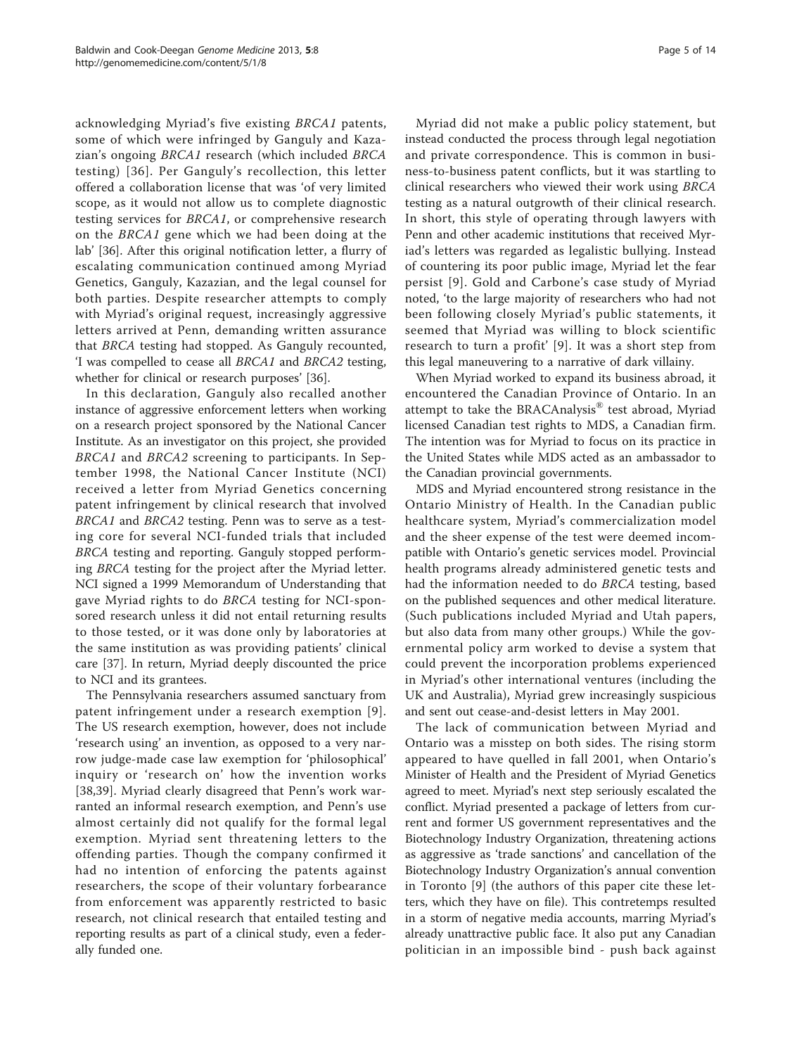acknowledging Myriad's five existing *BRCA1* patents, some of which were infringed by Ganguly and Kazazian's ongoing *BRCA1* research (which included *BRCA* testing) [36]. Per Ganguly's recollection, this letter offered a collaboration license that was 'of very limited scope, as it would not allow us to complete diagnostic testing services for *BRCA1*, or comprehensive research on the *BRCA1* gene which we had been doing at the lab' [36]. After this original notification letter, a flurry of escalating communication continued among Myriad Genetics, Ganguly, Kazazian, and the legal counsel for both parties. Despite researcher attempts to comply with Myriad's original request, increasingly aggressive letters arrived at Penn, demanding written assurance that *BRCA* testing had stopped. As Ganguly recounted, 'I was compelled to cease all *BRCA1* and *BRCA2* testing, whether for clinical or research purposes' [36].

In this declaration, Ganguly also recalled another instance of aggressive enforcement letters when working on a research project sponsored by the National Cancer Institute. As an investigator on this project, she provided *BRCA1* and *BRCA2* screening to participants. In September 1998, the National Cancer Institute (NCI) received a letter from Myriad Genetics concerning patent infringement by clinical research that involved *BRCA1* and *BRCA2* testing. Penn was to serve as a testing core for several NCI-funded trials that included *BRCA* testing and reporting. Ganguly stopped performing *BRCA* testing for the project after the Myriad letter. NCI signed a 1999 Memorandum of Understanding that gave Myriad rights to do *BRCA* testing for NCI-sponsored research unless it did not entail returning results to those tested, or it was done only by laboratories at the same institution as was providing patients' clinical care [37]. In return, Myriad deeply discounted the price to NCI and its grantees.

The Pennsylvania researchers assumed sanctuary from patent infringement under a research exemption [9]. The US research exemption, however, does not include 'research using' an invention, as opposed to a very narrow judge-made case law exemption for 'philosophical' inquiry or 'research on' how the invention works [38,39]. Myriad clearly disagreed that Penn's work warranted an informal research exemption, and Penn's use almost certainly did not qualify for the formal legal exemption. Myriad sent threatening letters to the offending parties. Though the company confirmed it had no intention of enforcing the patents against researchers, the scope of their voluntary forbearance from enforcement was apparently restricted to basic research, not clinical research that entailed testing and reporting results as part of a clinical study, even a federally funded one.

Myriad did not make a public policy statement, but instead conducted the process through legal negotiation and private correspondence. This is common in business-to-business patent conflicts, but it was startling to clinical researchers who viewed their work using *BRCA* testing as a natural outgrowth of their clinical research. In short, this style of operating through lawyers with Penn and other academic institutions that received Myriad's letters was regarded as legalistic bullying. Instead of countering its poor public image, Myriad let the fear persist [9]. Gold and Carbone's case study of Myriad noted, 'to the large majority of researchers who had not been following closely Myriad's public statements, it seemed that Myriad was willing to block scientific research to turn a profit' [9]. It was a short step from this legal maneuvering to a narrative of dark villainy.

When Myriad worked to expand its business abroad, it encountered the Canadian Province of Ontario. In an attempt to take the BRACAnalysis® test abroad, Myriad licensed Canadian test rights to MDS, a Canadian firm. The intention was for Myriad to focus on its practice in the United States while MDS acted as an ambassador to the Canadian provincial governments.

MDS and Myriad encountered strong resistance in the Ontario Ministry of Health. In the Canadian public healthcare system, Myriad's commercialization model and the sheer expense of the test were deemed incompatible with Ontario's genetic services model. Provincial health programs already administered genetic tests and had the information needed to do *BRCA* testing, based on the published sequences and other medical literature. (Such publications included Myriad and Utah papers, but also data from many other groups.) While the governmental policy arm worked to devise a system that could prevent the incorporation problems experienced in Myriad's other international ventures (including the UK and Australia), Myriad grew increasingly suspicious and sent out cease-and-desist letters in May 2001.

The lack of communication between Myriad and Ontario was a misstep on both sides. The rising storm appeared to have quelled in fall 2001, when Ontario's Minister of Health and the President of Myriad Genetics agreed to meet. Myriad's next step seriously escalated the conflict. Myriad presented a package of letters from current and former US government representatives and the Biotechnology Industry Organization, threatening actions as aggressive as 'trade sanctions' and cancellation of the Biotechnology Industry Organization's annual convention in Toronto [9] (the authors of this paper cite these letters, which they have on file). This contretemps resulted in a storm of negative media accounts, marring Myriad's already unattractive public face. It also put any Canadian politician in an impossible bind - push back against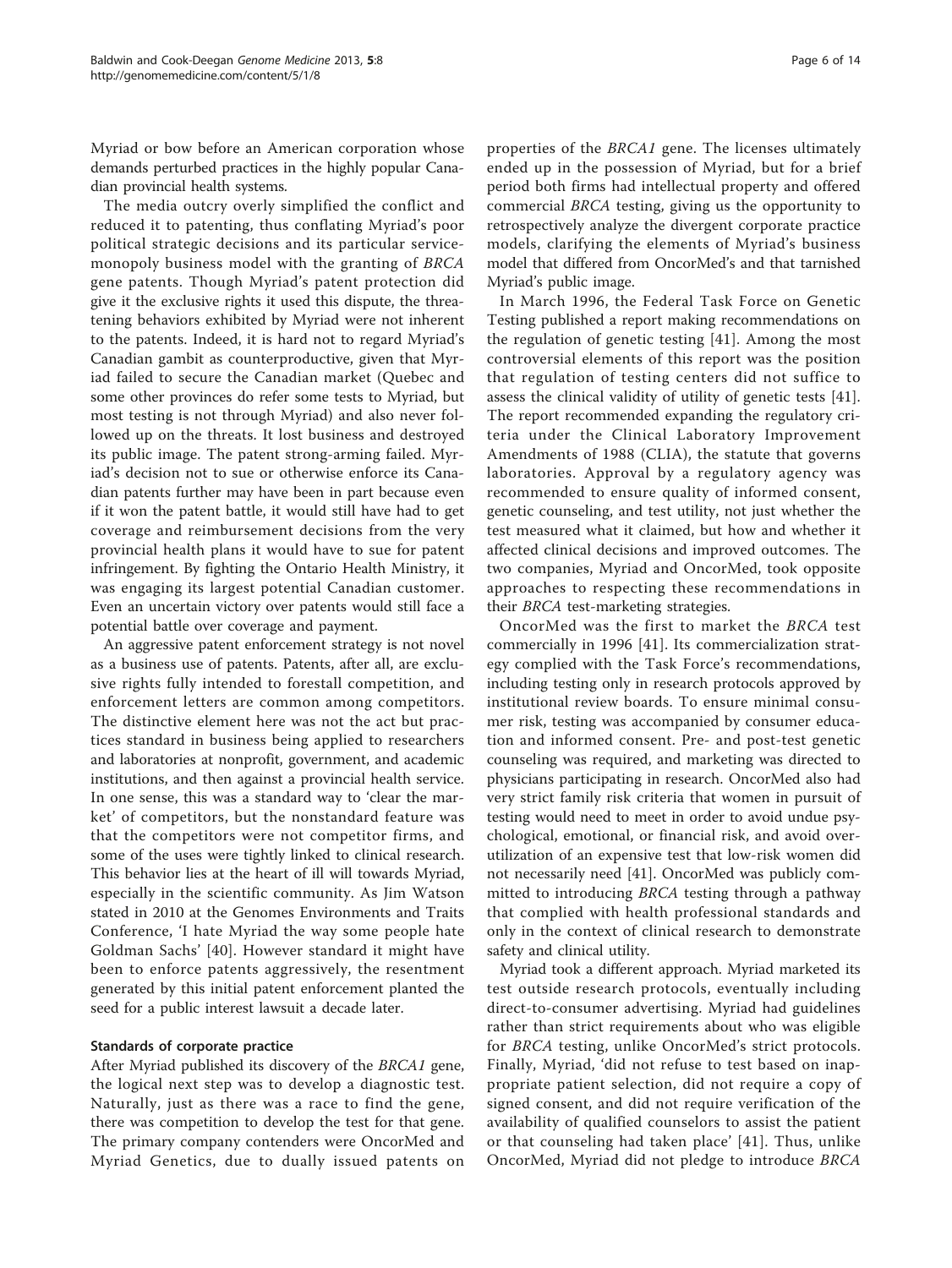Myriad or bow before an American corporation whose demands perturbed practices in the highly popular Canadian provincial health systems.

The media outcry overly simplified the conflict and reduced it to patenting, thus conflating Myriad's poor political strategic decisions and its particular service-monopoly business model with the granting of *BRCA* gene patents. Though Myriad's patent protection did give it the exclusive rights it used this dispute, the threatening behaviors exhibited by Myriad were not inherent to the patents. Indeed, it is hard not to regard Myriad's Canadian gambit as counterproductive, given that Myriad failed to secure the Canadian market (Quebec and some other provinces do refer some tests to Myriad, but most testing is not through Myriad) and also never followed up on the threats. It lost business and destroyed its public image. The patent strong-arming failed. Myriad's decision not to sue or otherwise enforce its Canadian patents further may have been in part because even if it won the patent battle, it would still have had to get coverage and reimbursement decisions from the very provincial health plans it would have to sue for patent infringement. By fighting the Ontario Health Ministry, it was engaging its largest potential Canadian customer. Even an uncertain victory over patents would still face a potential battle over coverage and payment.

An aggressive patent enforcement strategy is not novel as a business use of patents. Patents, after all, are exclusive rights fully intended to forestall competition, and enforcement letters are common among competitors. The distinctive element here was not the act but practices standard in business being applied to researchers and laboratories at nonprofit, government, and academic institutions, and then against a provincial health service. In one sense, this was a standard way to 'clear the market' of competitors, but the nonstandard feature was that the competitors were not competitor firms, and some of the uses were tightly linked to clinical research. This behavior lies at the heart of ill will towards Myriad, especially in the scientific community. As Jim Watson stated in 2010 at the Genomes Environments and Traits Conference, 'I hate Myriad the way some people hate Goldman Sachs' [40]. However standard it might have been to enforce patents aggressively, the resentment generated by this initial patent enforcement planted the seed for a public interest lawsuit a decade later.

### Standards of corporate practice

After Myriad published its discovery of the *BRCA1* gene, the logical next step was to develop a diagnostic test. Naturally, just as there was a race to find the gene, there was competition to develop the test for that gene. The primary company contenders were OncorMed and Myriad Genetics, due to dually issued patents on properties of the *BRCA1* gene. The licenses ultimately ended up in the possession of Myriad, but for a brief period both firms had intellectual property and offered commercial *BRCA* testing, giving us the opportunity to retrospectively analyze the divergent corporate practice models, clarifying the elements of Myriad's business model that differed from OncorMed's and that tarnished Myriad's public image.

In March 1996, the Federal Task Force on Genetic Testing published a report making recommendations on the regulation of genetic testing [41]. Among the most controversial elements of this report was the position that regulation of testing centers did not suffice to assess the clinical validity of utility of genetic tests [41]. The report recommended expanding the regulatory criteria under the Clinical Laboratory Improvement Amendments of 1988 (CLIA), the statute that governs laboratories. Approval by a regulatory agency was recommended to ensure quality of informed consent, genetic counseling, and test utility, not just whether the test measured what it claimed, but how and whether it affected clinical decisions and improved outcomes. The two companies, Myriad and OncorMed, took opposite approaches to respecting these recommendations in their *BRCA* test-marketing strategies.

OncorMed was the first to market the *BRCA* test commercially in 1996 [41]. Its commercialization strategy complied with the Task Force's recommendations, including testing only in research protocols approved by institutional review boards. To ensure minimal consumer risk, testing was accompanied by consumer education and informed consent. Pre- and post-test genetic counseling was required, and marketing was directed to physicians participating in research. OncorMed also had very strict family risk criteria that women in pursuit of testing would need to meet in order to avoid undue psychological, emotional, or financial risk, and avoid overutilization of an expensive test that low-risk women did not necessarily need [41]. OncorMed was publicly committed to introducing *BRCA* testing through a pathway that complied with health professional standards and only in the context of clinical research to demonstrate safety and clinical utility.

Myriad took a different approach. Myriad marketed its test outside research protocols, eventually including direct-to-consumer advertising. Myriad had guidelines rather than strict requirements about who was eligible for *BRCA* testing, unlike OncorMed's strict protocols. Finally, Myriad, 'did not refuse to test based on inappropriate patient selection, did not require a copy of signed consent, and did not require verification of the availability of qualified counselors to assist the patient or that counseling had taken place' [41]. Thus, unlike OncorMed, Myriad did not pledge to introduce *BRCA*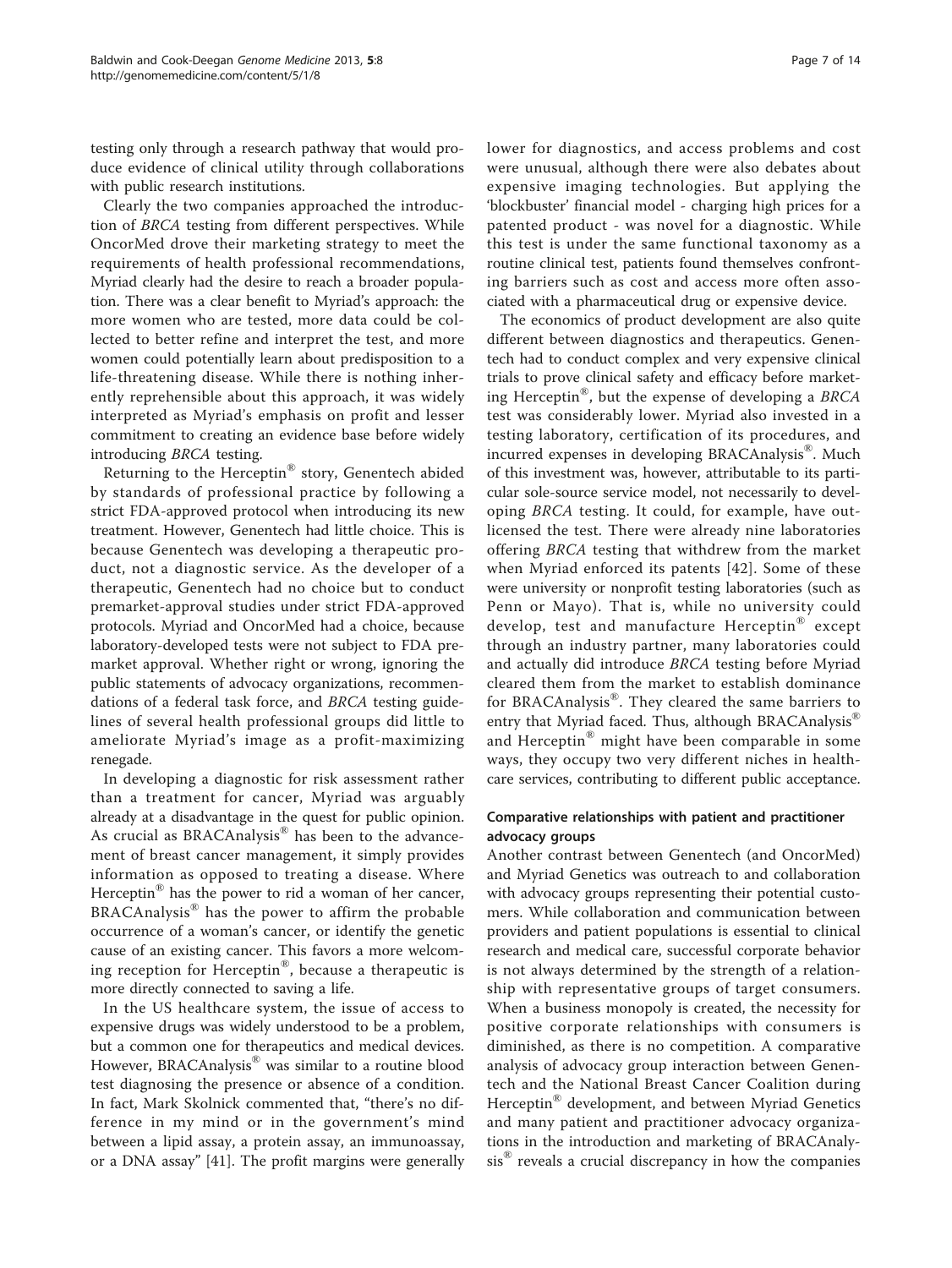testing only through a research pathway that would produce evidence of clinical utility through collaborations with public research institutions.

Clearly the two companies approached the introduction of *BRCA* testing from different perspectives. While OncorMed drove their marketing strategy to meet the requirements of health professional recommendations, Myriad clearly had the desire to reach a broader population. There was a clear benefit to Myriad's approach: the more women who are tested, more data could be collected to better refine and interpret the test, and more women could potentially learn about predisposition to a life-threatening disease. While there is nothing inherently reprehensible about this approach, it was widely interpreted as Myriad's emphasis on profit and lesser commitment to creating an evidence base before widely introducing *BRCA* testing.

Returning to the Herceptin® story, Genentech abided by standards of professional practice by following a strict FDA-approved protocol when introducing its new treatment. However, Genentech had little choice. This is because Genentech was developing a therapeutic product, not a diagnostic service. As the developer of a therapeutic, Genentech had no choice but to conduct premarket-approval studies under strict FDA-approved protocols. Myriad and OncorMed had a choice, because laboratory-developed tests were not subject to FDA premarket approval. Whether right or wrong, ignoring the public statements of advocacy organizations, recommendations of a federal task force, and *BRCA* testing guidelines of several health professional groups did little to ameliorate Myriad's image as a profit-maximizing renegade.

In developing a diagnostic for risk assessment rather than a treatment for cancer, Myriad was arguably already at a disadvantage in the quest for public opinion. As crucial as BRACAnalysis® has been to the advancement of breast cancer management, it simply provides information as opposed to treating a disease. Where Herceptin® has the power to rid a woman of her cancer, BRACAnalysis® has the power to affirm the probable occurrence of a woman's cancer, or identify the genetic cause of an existing cancer. This favors a more welcoming reception for Herceptin®, because a therapeutic is more directly connected to saving a life.

In the US healthcare system, the issue of access to expensive drugs was widely understood to be a problem, but a common one for therapeutics and medical devices. However, BRACAnalysis® was similar to a routine blood test diagnosing the presence or absence of a condition. In fact, Mark Skolnick commented that, "there's no difference in my mind or in the government's mind between a lipid assay, a protein assay, an immunoassay, or a DNA assay" [41]. The profit margins were generally lower for diagnostics, and access problems and cost were unusual, although there were also debates about expensive imaging technologies. But applying the 'blockbuster' financial model - charging high prices for a patented product - was novel for a diagnostic. While this test is under the same functional taxonomy as a routine clinical test, patients found themselves confronting barriers such as cost and access more often associated with a pharmaceutical drug or expensive device.

The economics of product development are also quite different between diagnostics and therapeutics. Genentech had to conduct complex and very expensive clinical trials to prove clinical safety and efficacy before marketing Herceptin®, but the expense of developing a *BRCA* test was considerably lower. Myriad also invested in a testing laboratory, certification of its procedures, and incurred expenses in developing BRACAnalysis®. Much of this investment was, however, attributable to its particular sole-source service model, not necessarily to developing *BRCA* testing. It could, for example, have outlicensed the test. There were already nine laboratories offering *BRCA* testing that withdrew from the market when Myriad enforced its patents [42]. Some of these were university or nonprofit testing laboratories (such as Penn or Mayo). That is, while no university could develop, test and manufacture Herceptin® except through an industry partner, many laboratories could and actually did introduce *BRCA* testing before Myriad cleared them from the market to establish dominance for BRACAnalysis®. They cleared the same barriers to entry that Myriad faced. Thus, although BRACAnalysis® and Herceptin® might have been comparable in some ways, they occupy two very different niches in healthcare services, contributing to different public acceptance.

### Comparative relationships with patient and practitioner advocacy groups

Another contrast between Genentech (and OncorMed) and Myriad Genetics was outreach to and collaboration with advocacy groups representing their potential customers. While collaboration and communication between providers and patient populations is essential to clinical research and medical care, successful corporate behavior is not always determined by the strength of a relationship with representative groups of target consumers. When a business monopoly is created, the necessity for positive corporate relationships with consumers is diminished, as there is no competition. A comparative analysis of advocacy group interaction between Genentech and the National Breast Cancer Coalition during Herceptin® development, and between Myriad Genetics and many patient and practitioner advocacy organizations in the introduction and marketing of BRACAnalysis® reveals a crucial discrepancy in how the companies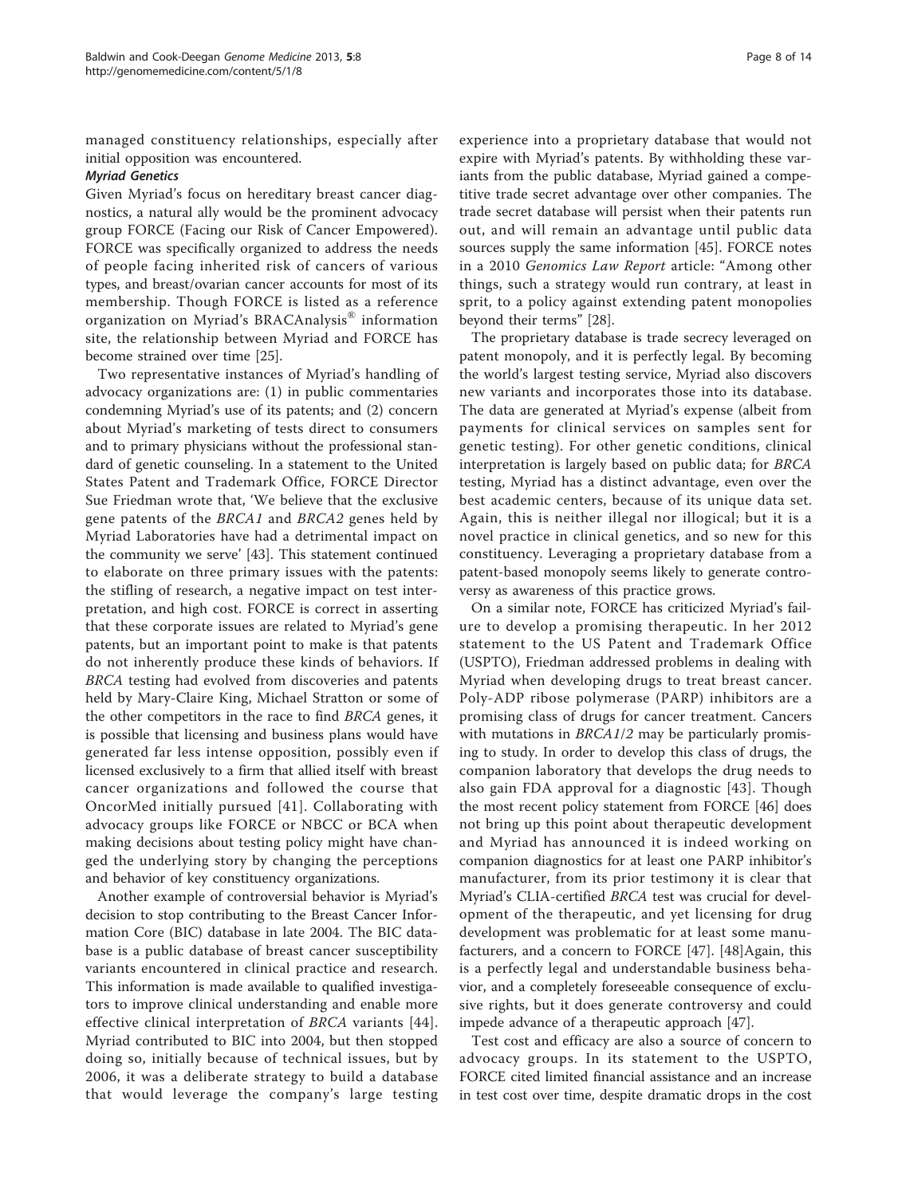managed constituency relationships, especially after initial opposition was encountered.

#### *Myriad Genetics*

Given Myriad's focus on hereditary breast cancer diagnostics, a natural ally would be the prominent advocacy group FORCE (Facing our Risk of Cancer Empowered). FORCE was specifically organized to address the needs of people facing inherited risk of cancers of various types, and breast/ovarian cancer accounts for most of its membership. Though FORCE is listed as a reference organization on Myriad's BRACAnalysis® information site, the relationship between Myriad and FORCE has become strained over time [25].

Two representative instances of Myriad's handling of advocacy organizations are: (1) in public commentaries condemning Myriad's use of its patents; and (2) concern about Myriad's marketing of tests direct to consumers and to primary physicians without the professional standard of genetic counseling. In a statement to the United States Patent and Trademark Office, FORCE Director Sue Friedman wrote that, 'We believe that the exclusive gene patents of the *BRCA1* and *BRCA2* genes held by Myriad Laboratories have had a detrimental impact on the community we serve' [43]. This statement continued to elaborate on three primary issues with the patents: the stifling of research, a negative impact on test interpretation, and high cost. FORCE is correct in asserting that these corporate issues are related to Myriad's gene patents, but an important point to make is that patents do not inherently produce these kinds of behaviors. If *BRCA* testing had evolved from discoveries and patents held by Mary-Claire King, Michael Stratton or some of the other competitors in the race to find *BRCA* genes, it is possible that licensing and business plans would have generated far less intense opposition, possibly even if licensed exclusively to a firm that allied itself with breast cancer organizations and followed the course that OncorMed initially pursued [41]. Collaborating with advocacy groups like FORCE or NBCC or BCA when making decisions about testing policy might have changed the underlying story by changing the perceptions and behavior of key constituency organizations.

Another example of controversial behavior is Myriad's decision to stop contributing to the Breast Cancer Information Core (BIC) database in late 2004. The BIC database is a public database of breast cancer susceptibility variants encountered in clinical practice and research. This information is made available to qualified investigators to improve clinical understanding and enable more effective clinical interpretation of *BRCA* variants [44]. Myriad contributed to BIC into 2004, but then stopped doing so, initially because of technical issues, but by 2006, it was a deliberate strategy to build a database that would leverage the company's large testing experience into a proprietary database that would not expire with Myriad's patents. By withholding these variants from the public database, Myriad gained a competitive trade secret advantage over other companies. The trade secret database will persist when their patents run out, and will remain an advantage until public data sources supply the same information [45]. FORCE notes in a 2010 *Genomics Law Report* article: "Among other things, such a strategy would run contrary, at least in sprit, to a policy against extending patent monopolies beyond their terms" [28].

The proprietary database is trade secrecy leveraged on patent monopoly, and it is perfectly legal. By becoming the world's largest testing service, Myriad also discovers new variants and incorporates those into its database. The data are generated at Myriad's expense (albeit from payments for clinical services on samples sent for genetic testing). For other genetic conditions, clinical interpretation is largely based on public data; for *BRCA* testing, Myriad has a distinct advantage, even over the best academic centers, because of its unique data set. Again, this is neither illegal nor illogical; but it is a novel practice in clinical genetics, and so new for this constituency. Leveraging a proprietary database from a patent-based monopoly seems likely to generate controversy as awareness of this practice grows.

On a similar note, FORCE has criticized Myriad's failure to develop a promising therapeutic. In her 2012 statement to the US Patent and Trademark Office (USPTO), Friedman addressed problems in dealing with Myriad when developing drugs to treat breast cancer. Poly-ADP ribose polymerase (PARP) inhibitors are a promising class of drugs for cancer treatment. Cancers with mutations in *BRCA1/2* may be particularly promising to study. In order to develop this class of drugs, the companion laboratory that develops the drug needs to also gain FDA approval for a diagnostic [43]. Though the most recent policy statement from FORCE [46] does not bring up this point about therapeutic development and Myriad has announced it is indeed working on companion diagnostics for at least one PARP inhibitor's manufacturer, from its prior testimony it is clear that Myriad's CLIA-certified *BRCA* test was crucial for development of the therapeutic, and yet licensing for drug development was problematic for at least some manufacturers, and a concern to FORCE [47]. [48]Again, this is a perfectly legal and understandable business behavior, and a completely foreseeable consequence of exclusive rights, but it does generate controversy and could impede advance of a therapeutic approach [47].

Test cost and efficacy are also a source of concern to advocacy groups. In its statement to the USPTO, FORCE cited limited financial assistance and an increase in test cost over time, despite dramatic drops in the cost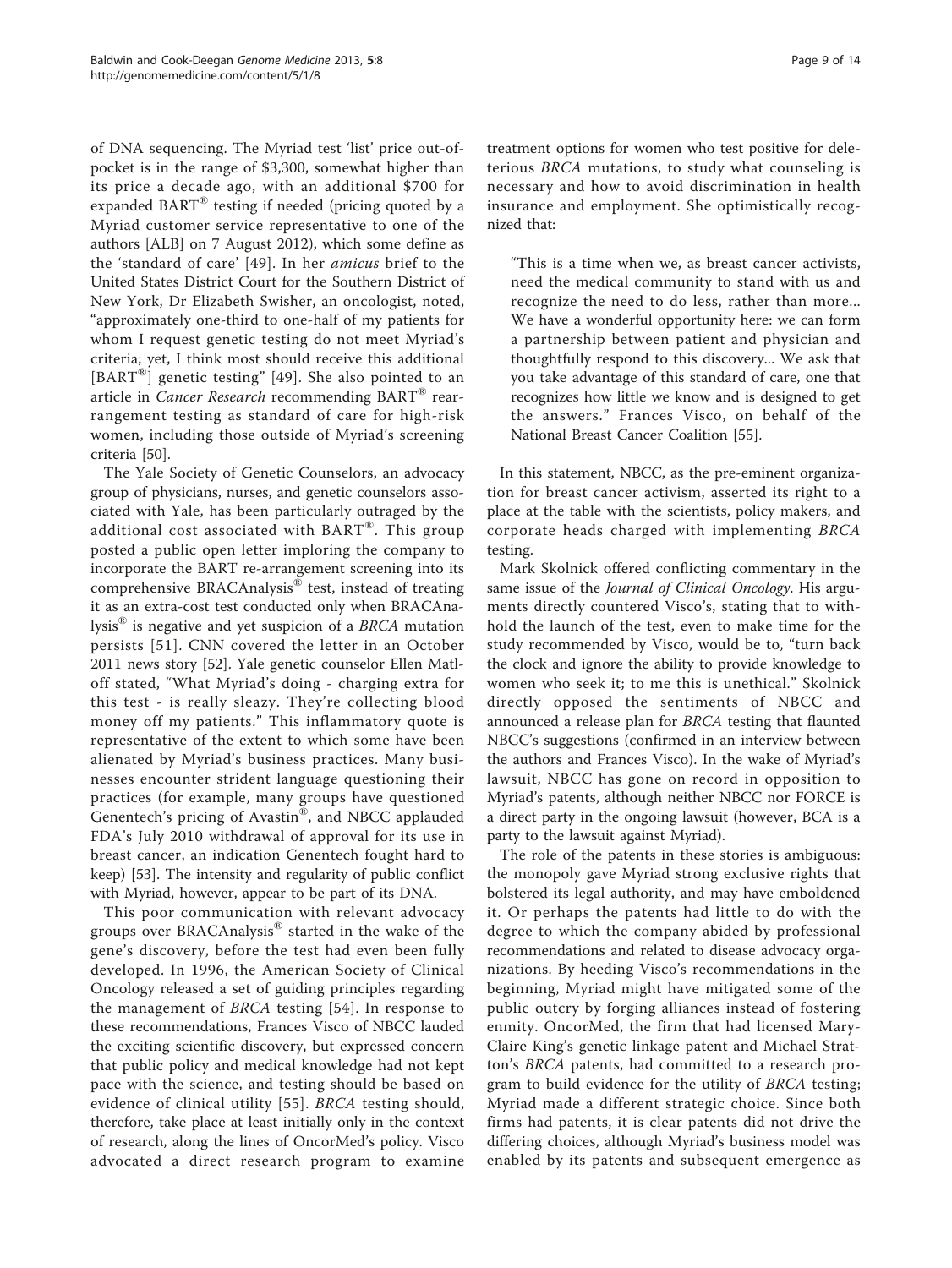of DNA sequencing. The Myriad test 'list' price out-of-pocket is in the range of $3,300, somewhat higher than its price a decade ago, with an additional $700 for expanded BART® testing if needed (pricing quoted by a Myriad customer service representative to one of the authors [ALB] on 7 August 2012), which some define as the 'standard of care' [49]. In her *amicus* brief to the United States District Court for the Southern District of New York, Dr Elizabeth Swisher, an oncologist, noted, "approximately one-third to one-half of my patients for whom I request genetic testing do not meet Myriad's criteria; yet, I think most should receive this additional [BART®] genetic testing" [49]. She also pointed to an article in *Cancer Research* recommending BART® rearrangement testing as standard of care for high-risk women, including those outside of Myriad's screening criteria [50].

The Yale Society of Genetic Counselors, an advocacy group of physicians, nurses, and genetic counselors associated with Yale, has been particularly outraged by the additional cost associated with BART®. This group posted a public open letter imploring the company to incorporate the BART re-arrangement screening into its comprehensive BRACAnalysis® test, instead of treating it as an extra-cost test conducted only when BRACAnalysis® is negative and yet suspicion of a *BRCA* mutation persists [51]. CNN covered the letter in an October 2011 news story [52]. Yale genetic counselor Ellen Matloff stated, "What Myriad's doing - charging extra for this test - is really sleazy. They're collecting blood money off my patients." This inflammatory quote is representative of the extent to which some have been alienated by Myriad's business practices. Many businesses encounter strident language questioning their practices (for example, many groups have questioned Genentech's pricing of Avastin®, and NBCC applauded FDA's July 2010 withdrawal of approval for its use in breast cancer, an indication Genentech fought hard to keep) [53]. The intensity and regularity of public conflict with Myriad, however, appear to be part of its DNA.

This poor communication with relevant advocacy groups over BRACAnalysis® started in the wake of the gene's discovery, before the test had even been fully developed. In 1996, the American Society of Clinical Oncology released a set of guiding principles regarding the management of *BRCA* testing [54]. In response to these recommendations, Frances Visco of NBCC lauded the exciting scientific discovery, but expressed concern that public policy and medical knowledge had not kept pace with the science, and testing should be based on evidence of clinical utility [55]. *BRCA* testing should, therefore, take place at least initially only in the context of research, along the lines of OncorMed's policy. Visco advocated a direct research program to examine treatment options for women who test positive for deleterious *BRCA* mutations, to study what counseling is necessary and how to avoid discrimination in health insurance and employment. She optimistically recognized that:

> "This is a time when we, as breast cancer activists, need the medical community to stand with us and recognize the need to do less, rather than more... We have a wonderful opportunity here: we can form a partnership between patient and physician and thoughtfully respond to this discovery... We ask that you take advantage of this standard of care, one that recognizes how little we know and is designed to get the answers." Frances Visco, on behalf of the National Breast Cancer Coalition [55].

In this statement, NBCC, as the pre-eminent organization for breast cancer activism, asserted its right to a place at the table with the scientists, policy makers, and corporate heads charged with implementing *BRCA* testing.

Mark Skolnick offered conflicting commentary in the same issue of the *Journal of Clinical Oncology*. His arguments directly countered Visco's, stating that to withhold the launch of the test, even to make time for the study recommended by Visco, would be to, "turn back the clock and ignore the ability to provide knowledge to women who seek it; to me this is unethical." Skolnick directly opposed the sentiments of NBCC and announced a release plan for *BRCA* testing that flaunted NBCC's suggestions (confirmed in an interview between the authors and Frances Visco). In the wake of Myriad's lawsuit, NBCC has gone on record in opposition to Myriad's patents, although neither NBCC nor FORCE is a direct party in the ongoing lawsuit (however, BCA is a party to the lawsuit against Myriad).

The role of the patents in these stories is ambiguous: the monopoly gave Myriad strong exclusive rights that bolstered its legal authority, and may have emboldened it. Or perhaps the patents had little to do with the degree to which the company abided by professional recommendations and related to disease advocacy organizations. By heeding Visco's recommendations in the beginning, Myriad might have mitigated some of the public outcry by forging alliances instead of fostering enmity. OncorMed, the firm that had licensed Mary-Claire King's genetic linkage patent and Michael Stratton's *BRCA* patents, had committed to a research program to build evidence for the utility of *BRCA* testing; Myriad made a different strategic choice. Since both firms had patents, it is clear patents did not drive the differing choices, although Myriad's business model was enabled by its patents and subsequent emergence as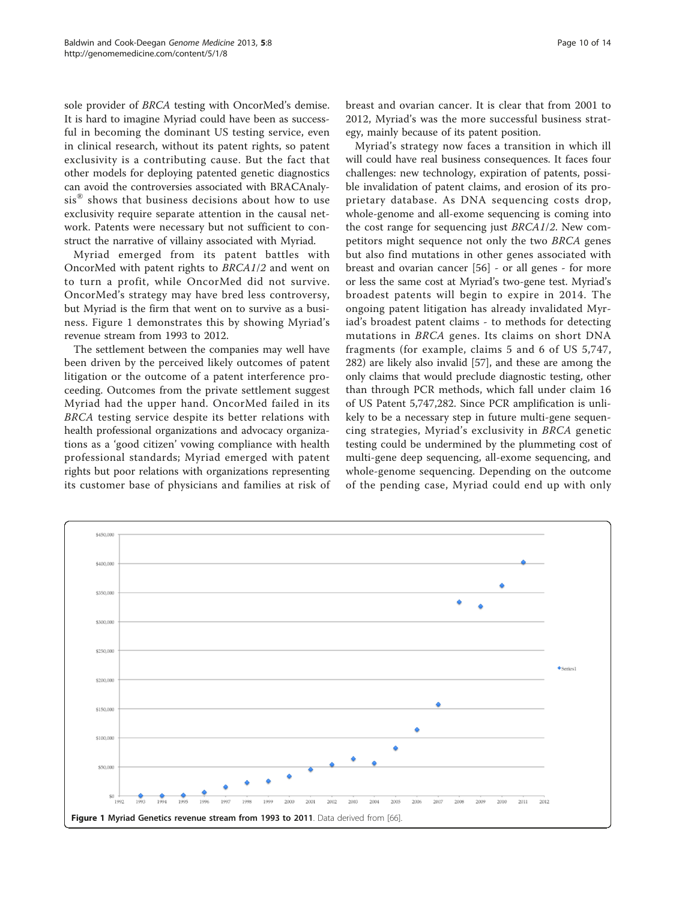sole provider of *BRCA* testing with OncorMed's demise. It is hard to imagine Myriad could have been as successful in becoming the dominant US testing service, even in clinical research, without its patent rights, so patent exclusivity is a contributing cause. But the fact that other models for deploying patented genetic diagnostics can avoid the controversies associated with BRACAnalysis® shows that business decisions about how to use exclusivity require separate attention in the causal network. Patents were necessary but not sufficient to construct the narrative of villainy associated with Myriad.

Myriad emerged from its patent battles with OncorMed with patent rights to *BRCA1/2* and went on to turn a profit, while OncorMed did not survive. OncorMed's strategy may have bred less controversy, but Myriad is the firm that went on to survive as a business. Figure 1 demonstrates this by showing Myriad's revenue stream from 1993 to 2012.

The settlement between the companies may well have been driven by the perceived likely outcomes of patent litigation or the outcome of a patent interference proceeding. Outcomes from the private settlement suggest Myriad had the upper hand. OncorMed failed in its *BRCA* testing service despite its better relations with health professional organizations and advocacy organizations as a 'good citizen' vowing compliance with health professional standards; Myriad emerged with patent rights but poor relations with organizations representing its customer base of physicians and families at risk of breast and ovarian cancer. It is clear that from 2001 to 2012, Myriad's was the more successful business strategy, mainly because of its patent position.

Myriad's strategy now faces a transition in which ill will could have real business consequences. It faces four challenges: new technology, expiration of patents, possible invalidation of patent claims, and erosion of its proprietary database. As DNA sequencing costs drop, whole-genome and all-exome sequencing is coming into the cost range for sequencing just *BRCA1/2*. New competitors might sequence not only the two *BRCA* genes but also find mutations in other genes associated with breast and ovarian cancer [56] - or all genes - for more or less the same cost at Myriad's two-gene test. Myriad's broadest patents will begin to expire in 2014. The ongoing patent litigation has already invalidated Myriad's broadest patent claims - to methods for detecting mutations in *BRCA* genes. Its claims on short DNA fragments (for example, claims 5 and 6 of US 5,747, 282) are likely also invalid [57], and these are among the only claims that would preclude diagnostic testing, other than through PCR methods, which fall under claim 16 of US Patent 5,747,282. Since PCR amplification is unlikely to be a necessary step in future multi-gene sequencing strategies, Myriad's exclusivity in *BRCA* genetic testing could be undermined by the plummeting cost of multi-gene deep sequencing, all-exome sequencing, and whole-genome sequencing. Depending on the outcome of the pending case, Myriad could end up with only

**Figure 1 Myriad Genetics revenue stream from 1993 to 2011**. Data derived from [66].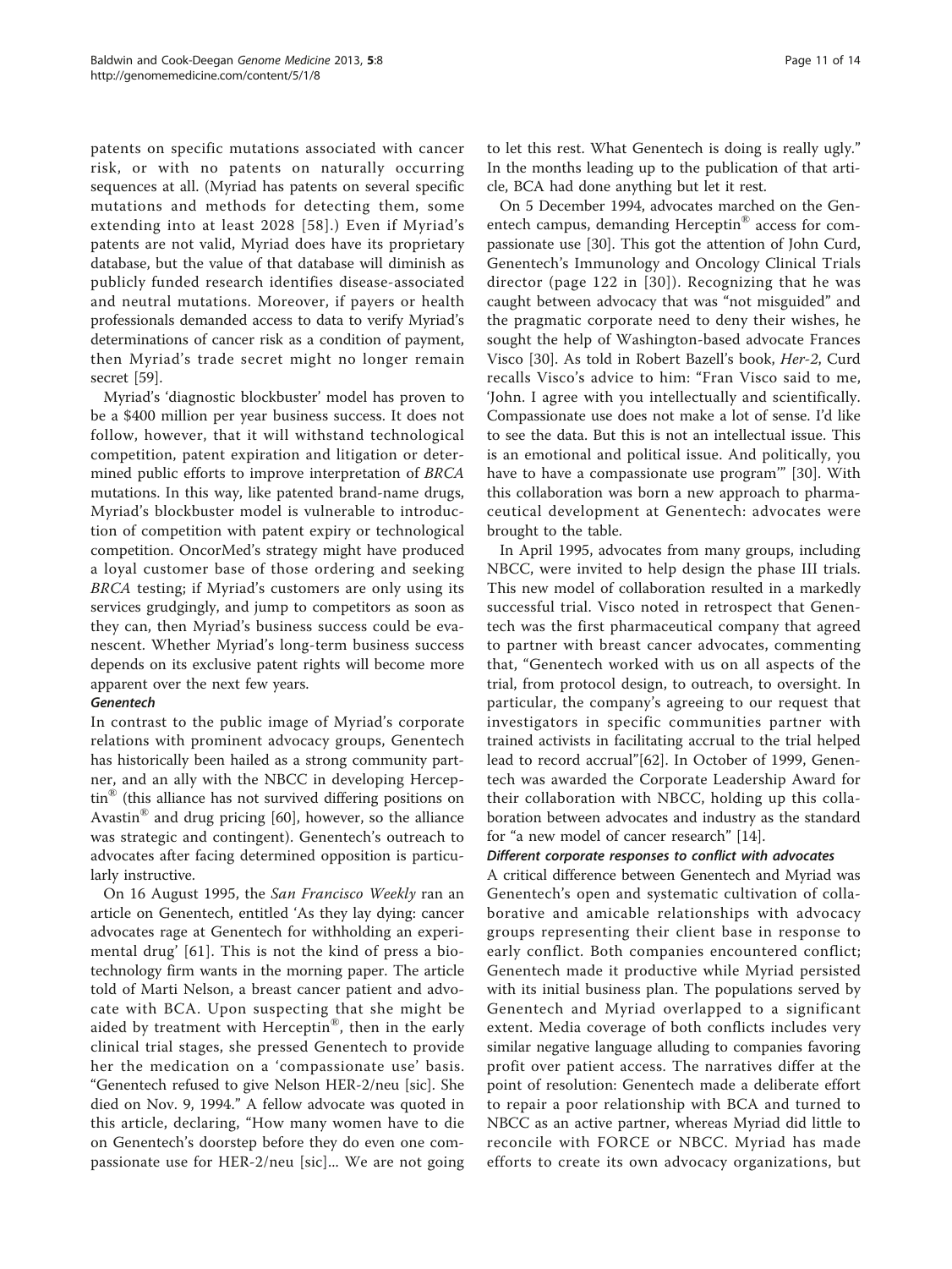patents on specific mutations associated with cancer risk, or with no patents on naturally occurring sequences at all. (Myriad has patents on several specific mutations and methods for detecting them, some extending into at least 2028 [58].) Even if Myriad's patents are not valid, Myriad does have its proprietary database, but the value of that database will diminish as publicly funded research identifies disease-associated and neutral mutations. Moreover, if payers or health professionals demanded access to data to verify Myriad's determinations of cancer risk as a condition of payment, then Myriad's trade secret might no longer remain secret [59].

Myriad's 'diagnostic blockbuster' model has proven to be a $400 million per year business success. It does not follow, however, that it will withstand technological competition, patent expiration and litigation or determined public efforts to improve interpretation of *BRCA* mutations. In this way, like patented brand-name drugs, Myriad's blockbuster model is vulnerable to introduction of competition with patent expiry or technological competition. OncorMed's strategy might have produced a loyal customer base of those ordering and seeking *BRCA* testing; if Myriad's customers are only using its services grudgingly, and jump to competitors as soon as they can, then Myriad's business success could be evanescent. Whether Myriad's long-term business success depends on its exclusive patent rights will become more apparent over the next few years.

#### *Genentech*

In contrast to the public image of Myriad's corporate relations with prominent advocacy groups, Genentech has historically been hailed as a strong community partner, and an ally with the NBCC in developing Herceptin® (this alliance has not survived differing positions on Avastin® and drug pricing [60], however, so the alliance was strategic and contingent). Genentech's outreach to advocates after facing determined opposition is particularly instructive.

On 16 August 1995, the *San Francisco Weekly* ran an article on Genentech, entitled 'As they lay dying: cancer advocates rage at Genentech for withholding an experimental drug' [61]. This is not the kind of press a biotechnology firm wants in the morning paper. The article told of Marti Nelson, a breast cancer patient and advocate with BCA. Upon suspecting that she might be aided by treatment with Herceptin®, then in the early clinical trial stages, she pressed Genentech to provide her the medication on a 'compassionate use' basis. "Genentech refused to give Nelson HER-2/neu [sic]. She died on Nov. 9, 1994." A fellow advocate was quoted in this article, declaring, "How many women have to die on Genentech's doorstep before they do even one compassionate use for HER-2/neu [sic]... We are not going to let this rest. What Genentech is doing is really ugly." In the months leading up to the publication of that article, BCA had done anything but let it rest.

On 5 December 1994, advocates marched on the Genentech campus, demanding Herceptin® access for compassionate use [30]. This got the attention of John Curd, Genentech's Immunology and Oncology Clinical Trials director (page 122 in [30]). Recognizing that he was caught between advocacy that was "not misguided" and the pragmatic corporate need to deny their wishes, he sought the help of Washington-based advocate Frances Visco [30]. As told in Robert Bazell's book, *Her-2*, Curd recalls Visco's advice to him: "Fran Visco said to me, 'John. I agree with you intellectually and scientifically. Compassionate use does not make a lot of sense. I'd like to see the data. But this is not an intellectual issue. This is an emotional and political issue. And politically, you have to have a compassionate use program'" [30]. With this collaboration was born a new approach to pharmaceutical development at Genentech: advocates were brought to the table.

In April 1995, advocates from many groups, including NBCC, were invited to help design the phase III trials. This new model of collaboration resulted in a markedly successful trial. Visco noted in retrospect that Genentech was the first pharmaceutical company that agreed to partner with breast cancer advocates, commenting that, "Genentech worked with us on all aspects of the trial, from protocol design, to outreach, to oversight. In particular, the company's agreeing to our request that investigators in specific communities partner with trained activists in facilitating accrual to the trial helped lead to record accrual"[62]. In October of 1999, Genentech was awarded the Corporate Leadership Award for their collaboration with NBCC, holding up this collaboration between advocates and industry as the standard for "a new model of cancer research" [14].

#### *Different corporate responses to conflict with advocates*

A critical difference between Genentech and Myriad was Genentech's open and systematic cultivation of collaborative and amicable relationships with advocacy groups representing their client base in response to early conflict. Both companies encountered conflict; Genentech made it productive while Myriad persisted with its initial business plan. The populations served by Genentech and Myriad overlapped to a significant extent. Media coverage of both conflicts includes very similar negative language alluding to companies favoring profit over patient access. The narratives differ at the point of resolution: Genentech made a deliberate effort to repair a poor relationship with BCA and turned to NBCC as an active partner, whereas Myriad did little to reconcile with FORCE or NBCC. Myriad has made efforts to create its own advocacy organizations, but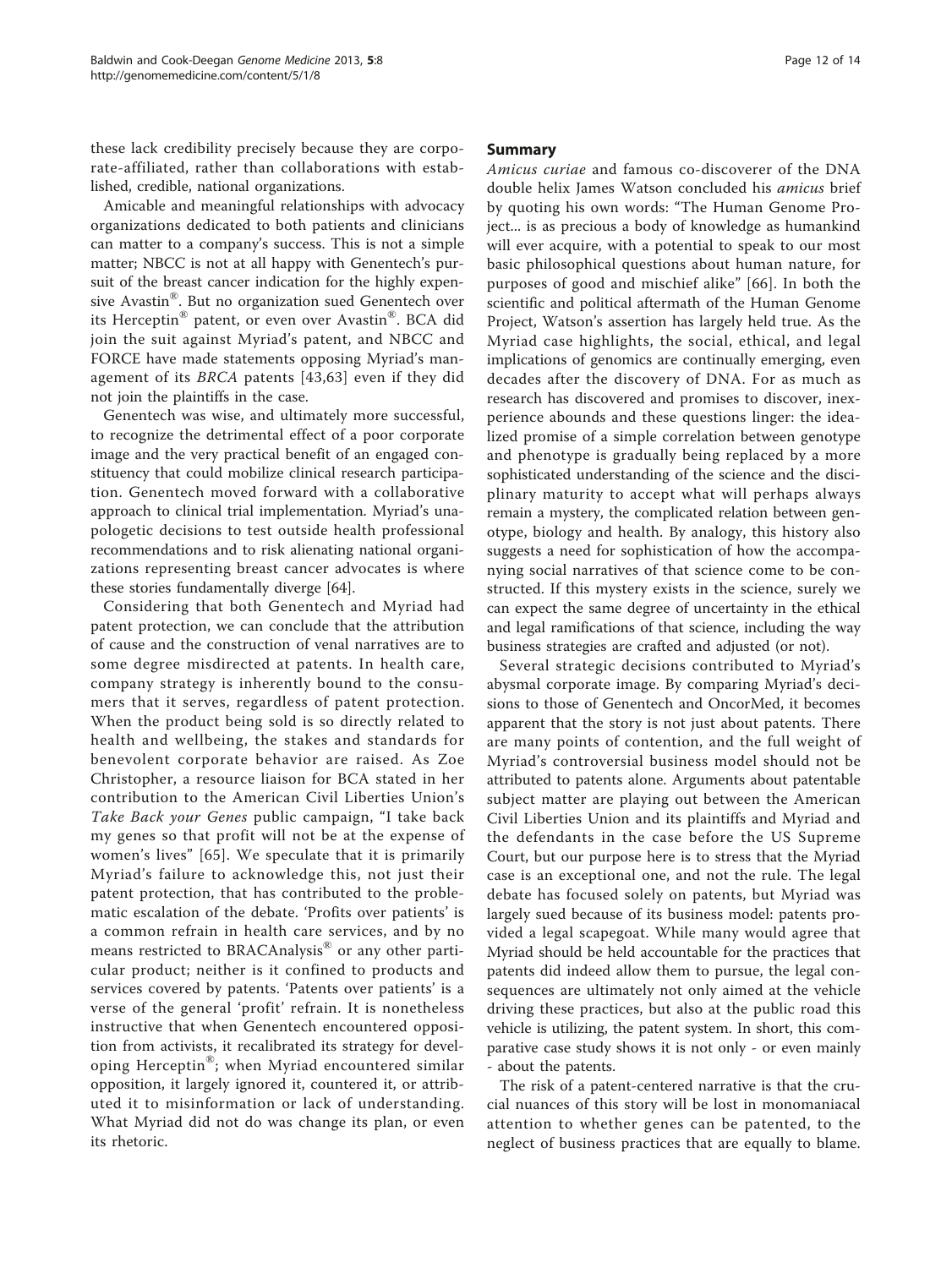these lack credibility precisely because they are corporate-affiliated, rather than collaborations with established, credible, national organizations.

Amicable and meaningful relationships with advocacy organizations dedicated to both patients and clinicians can matter to a company's success. This is not a simple matter; NBCC is not at all happy with Genentech's pursuit of the breast cancer indication for the highly expensive Avastin®. But no organization sued Genentech over its Herceptin® patent, or even over Avastin®. BCA did join the suit against Myriad's patent, and NBCC and FORCE have made statements opposing Myriad's management of its *BRCA* patents [43,63] even if they did not join the plaintiffs in the case.

Genentech was wise, and ultimately more successful, to recognize the detrimental effect of a poor corporate image and the very practical benefit of an engaged constituency that could mobilize clinical research participation. Genentech moved forward with a collaborative approach to clinical trial implementation. Myriad's unapologetic decisions to test outside health professional recommendations and to risk alienating national organizations representing breast cancer advocates is where these stories fundamentally diverge [64].

Considering that both Genentech and Myriad had patent protection, we can conclude that the attribution of cause and the construction of venal narratives are to some degree misdirected at patents. In health care, company strategy is inherently bound to the consumers that it serves, regardless of patent protection. When the product being sold is so directly related to health and wellbeing, the stakes and standards for benevolent corporate behavior are raised. As Zoe Christopher, a resource liaison for BCA stated in her contribution to the American Civil Liberties Union's *Take Back your Genes* public campaign, "I take back my genes so that profit will not be at the expense of women's lives" [65]. We speculate that it is primarily Myriad's failure to acknowledge this, not just their patent protection, that has contributed to the problematic escalation of the debate. 'Profits over patients' is a common refrain in health care services, and by no means restricted to BRACAnalysis® or any other particular product; neither is it confined to products and services covered by patents. 'Patents over patients' is a verse of the general 'profit' refrain. It is nonetheless instructive that when Genentech encountered opposition from activists, it recalibrated its strategy for developing Herceptin®; when Myriad encountered similar opposition, it largely ignored it, countered it, or attributed it to misinformation or lack of understanding. What Myriad did not do was change its plan, or even its rhetoric.

## Summary

*Amicus curiae* and famous co-discoverer of the DNA double helix James Watson concluded his *amicus* brief by quoting his own words: "The Human Genome Project... is as precious a body of knowledge as humankind will ever acquire, with a potential to speak to our most basic philosophical questions about human nature, for purposes of good and mischief alike" [66]. In both the scientific and political aftermath of the Human Genome Project, Watson's assertion has largely held true. As the Myriad case highlights, the social, ethical, and legal implications of genomics are continually emerging, even decades after the discovery of DNA. For as much as research has discovered and promises to discover, inexperience abounds and these questions linger: the idealized promise of a simple correlation between genotype and phenotype is gradually being replaced by a more sophisticated understanding of the science and the disciplinary maturity to accept what will perhaps always remain a mystery, the complicated relation between genotype, biology and health. By analogy, this history also suggests a need for sophistication of how the accompanying social narratives of that science come to be constructed. If this mystery exists in the science, surely we can expect the same degree of uncertainty in the ethical and legal ramifications of that science, including the way business strategies are crafted and adjusted (or not).

Several strategic decisions contributed to Myriad's abysmal corporate image. By comparing Myriad's decisions to those of Genentech and OncorMed, it becomes apparent that the story is not just about patents. There are many points of contention, and the full weight of Myriad's controversial business model should not be attributed to patents alone. Arguments about patentable subject matter are playing out between the American Civil Liberties Union and its plaintiffs and Myriad and the defendants in the case before the US Supreme Court, but our purpose here is to stress that the Myriad case is an exceptional one, and not the rule. The legal debate has focused solely on patents, but Myriad was largely sued because of its business model: patents provided a legal scapegoat. While many would agree that Myriad should be held accountable for the practices that patents did indeed allow them to pursue, the legal consequences are ultimately not only aimed at the vehicle driving these practices, but also at the public road this vehicle is utilizing, the patent system. In short, this comparative case study shows it is not only - or even mainly - about the patents.

The risk of a patent-centered narrative is that the crucial nuances of this story will be lost in monomaniacal attention to whether genes can be patented, to the neglect of business practices that are equally to blame.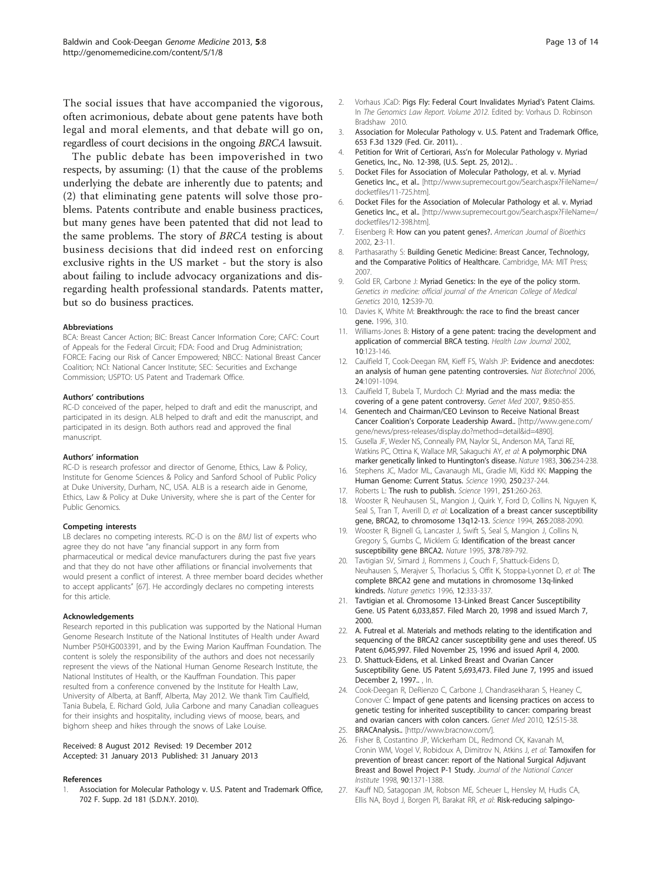The social issues that have accompanied the vigorous, often acrimonious, debate about gene patents have both legal and moral elements, and that debate will go on, regardless of court decisions in the ongoing *BRCA* lawsuit.

The public debate has been impoverished in two respects, by assuming: (1) that the cause of the problems underlying the debate are inherently due to patents; and (2) that eliminating gene patents will solve those problems. Patents contribute and enable business practices, but many genes have been patented that did not lead to the same problems. The story of *BRCA* testing is about business decisions that did indeed rest on enforcing exclusive rights in the US market - but the story is also about failing to include advocacy organizations and disregarding health professional standards. Patents matter, but so do business practices.

#### Abbreviations

BCA: Breast Cancer Action; BIC: Breast Cancer Information Core; CAFC: Court of Appeals for the Federal Circuit; FDA: Food and Drug Administration; FORCE: Facing our Risk of Cancer Empowered; NBCC: National Breast Cancer Coalition; NCI: National Cancer Institute; SEC: Securities and Exchange Commission; USPTO: US Patent and Trademark Office.

#### Authors' contributions

RC-D conceived of the paper, helped to draft and edit the manuscript, and participated in its design. ALB helped to draft and edit the manuscript, and participated in its design. Both authors read and approved the final manuscript.

#### Authors' information

RC-D is research professor and director of Genome, Ethics, Law & Policy, Institute for Genome Sciences & Policy and Sanford School of Public Policy at Duke University, Durham, NC, USA. ALB is a research aide in Genome, Ethics, Law & Policy at Duke University, where she is part of the Center for Public Genomics.

#### Competing interests

LB declares no competing interests. RC-D is on the *BMJ* list of experts who agree they do not have "any financial support in any form from pharmaceutical or medical device manufacturers during the past five years and that they do not have other affiliations or financial involvements that would present a conflict of interest. A three member board decides whether to accept applicants" [67]. He accordingly declares no competing interests for this article.

#### Acknowledgements

Research reported in this publication was supported by the National Human Genome Research Institute of the National Institutes of Health under Award Number P50HG003391, and by the Ewing Marion Kauffman Foundation. The content is solely the responsibility of the authors and does not necessarily represent the views of the National Human Genome Research Institute, the National Institutes of Health, or the Kauffman Foundation. This paper resulted from a conference convened by the Institute for Health Law, University of Alberta, at Banff, Alberta, May 2012. We thank Tim Caulfield, Tania Bubela, E. Richard Gold, Julia Carbone and many Canadian colleagues for their insights and hospitality, including views of moose, bears, and bighorn sheep and hikes through the snows of Lake Louise.

Received: 8 August 2012 Revised: 19 December 2012
Accepted: 31 January 2013 Published: 31 January 2013

#### References

1. Association for Molecular Pathology v. U.S. Patent and Trademark Office, 702 F. Supp. 2d 181 (S.D.N.Y. 2010).
2. Vorhaus JCaD: **Pigs Fly: Federal Court Invalidates Myriad's Patent Claims.** In *The Genomics Law Report. Volume 2012.* Edited by: Vorhaus D. Robinson Bradshaw 2010.
3. Association for Molecular Pathology v. U.S. Patent and Trademark Office, 653 F.3d 1329 (Fed. Cir. 2011).. .
4. Petition for Writ of Certiorari, Ass'n for Molecular Pathology v. Myriad Genetics, Inc., No. 12-398, (U.S. Sept. 25, 2012).. .
5. Docket Files for Association of Molecular Pathology, et al. v. Myriad Genetics Inc., et al.. [http://www.supremecourt.gov/Search.aspx?FileName=/docketfiles/11-725.htm].
6. Docket Files for the Association of Molecular Pathology et al. v. Myriad Genetics Inc., et al.. [http://www.supremecourt.gov/Search.aspx?FileName=/docketfiles/12-398.htm].
7. Eisenberg R: **How can you patent genes?.** *American Journal of Bioethics* 2002, **2**:3-11.
8. Parthasarathy S: **Building Genetic Medicine: Breast Cancer, Technology, and the Comparative Politics of Healthcare.** Cambridge, MA: MIT Press; 2007.
9. Gold ER, Carbone J: **Myriad Genetics: In the eye of the policy storm.** *Genetics in medicine: official journal of the American College of Medical Genetics* 2010, **12**:S39-70.
10. Davies K, White M: **Breakthrough: the race to find the breast cancer gene.** 1996, 310.
11. Williams-Jones B: **History of a gene patent: tracing the development and application of commercial BRCA testing.** *Health Law Journal* 2002, **10**:123-146.
12. Caulfield T, Cook-Deegan RM, Kieff FS, Walsh JP: **Evidence and anecdotes: an analysis of human gene patenting controversies.** *Nat Biotechnol* 2006, **24**:1091-1094.
13. Caulfield T, Bubela T, Murdoch CJ: **Myriad and the mass media: the covering of a gene patent controversy.** *Genet Med* 2007, **9**:850-855.
14. Genentech and Chairman/CEO Levinson to Receive National Breast Cancer Coalition's Corporate Leadership Award.. [http://www.gene.com/gene/news/press-releases/display.do?method=detail&id=4890].
15. Gusella JF, Wexler NS, Conneally PM, Naylor SL, Anderson MA, Tanzi RE, Watkins PC, Ottina K, Wallace MR, Sakaguchi AY, *et al*: **A polymorphic DNA marker genetically linked to Huntington's disease.** *Nature* 1983, **306**:234-238.
16. Stephens JC, Mador ML, Cavanaugh ML, Gradie MI, Kidd KK: **Mapping the Human Genome: Current Status.** *Science* 1990, **250**:237-244.
17. Roberts L: **The rush to publish.** *Science* 1991, **251**:260-263.
18. Wooster R, Neuhausen SL, Mangion J, Quirk Y, Ford D, Collins N, Nguyen K, Seal S, Tran T, Averill D, *et al*: **Localization of a breast cancer susceptibility gene, BRCA2, to chromosome 13q12-13.** *Science* 1994, **265**:2088-2090.
19. Wooster R, Bignell G, Lancaster J, Swift S, Seal S, Mangion J, Collins N, Gregory S, Gumbs C, Micklem G: **Identification of the breast cancer susceptibility gene BRCA2.** *Nature* 1995, **378**:789-792.
20. Tavtigian SV, Simard J, Rommens J, Couch F, Shattuck-Eidens D, Neuhausen S, Merajver S, Thorlacius S, Offit K, Stoppa-Lyonnet D, *et al*: **The complete BRCA2 gene and mutations in chromosome 13q-linked kindreds.** *Nature genetics* 1996, **12**:333-337.
21. Tavtigian et al. Chromosome 13-Linked Breast Cancer Susceptibility Gene. US Patent 6,033,857. Filed March 20, 1998 and issued March 7, 2000.
22. A. Futreal et al. Materials and methods relating to the identification and sequencing of the BRCA2 cancer susceptibility gene and uses thereof. US Patent 6,045,997. Filed November 25, 1996 and issued April 4, 2000.
23. D. Shattuck-Eidens, et al. Linked Breast and Ovarian Cancer Susceptibility Gene. US Patent 5,693,473. Filed June 7, 1995 and issued December 2, 1997.. , In.
24. Cook-Deegan R, DeRienzo C, Carbone J, Chandrasekharan S, Heaney C, Conover C: **Impact of gene patents and licensing practices on access to genetic testing for inherited susceptibility to cancer: comparing breast and ovarian cancers with colon cancers.** *Genet Med* 2010, **12**:S15-38.
25. BRACAnalysis.. [http://www.bracnow.com/].
26. Fisher B, Costantino JP, Wickerham DL, Redmond CK, Kavanah M, Cronin WM, Vogel V, Robidoux A, Dimitrov N, Atkins J, *et al*: **Tamoxifen for prevention of breast cancer: report of the National Surgical Adjuvant Breast and Bowel Project P-1 Study.** *Journal of the National Cancer Institute* 1998, **90**:1371-1388.
27. Kauff ND, Satagopan JM, Robson ME, Scheuer L, Hensley M, Hudis CA, Ellis NA, Boyd J, Borgen PI, Barakat RR, *et al*: **Risk-reducing salpingo-**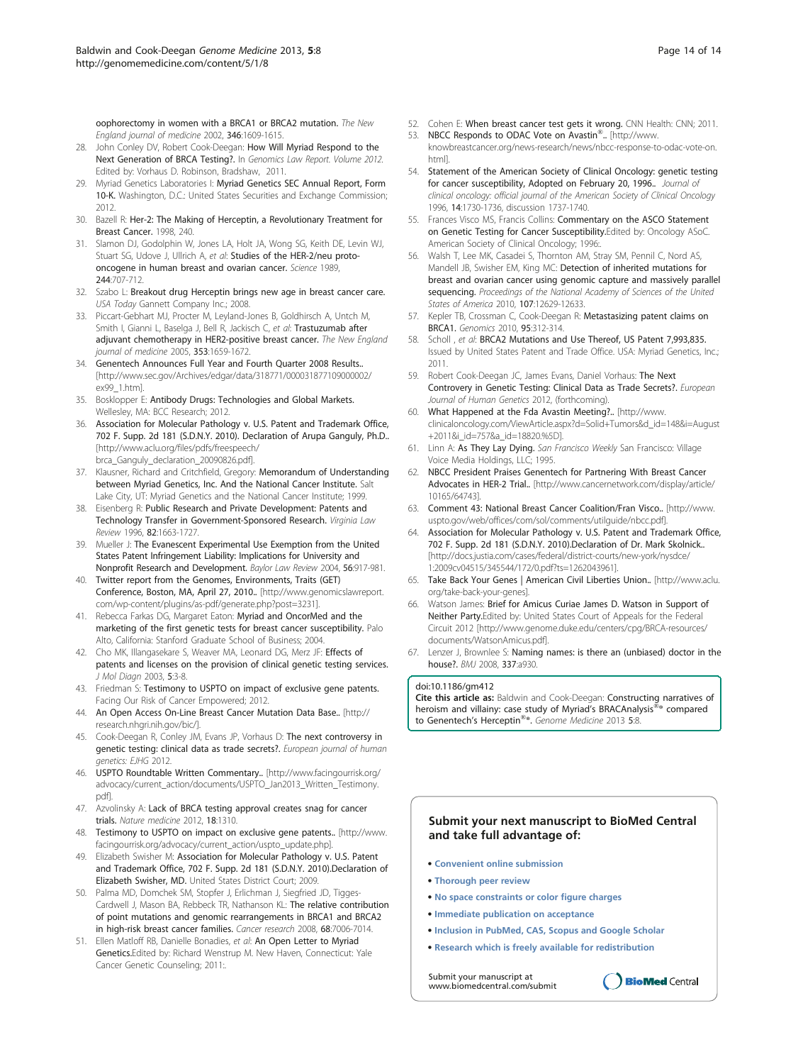oophorectomy in women with a BRCA1 or BRCA2 mutation. *The New England journal of medicine* 2002, **346**:1609-1615.

28. John Conley DV, Robert Cook-Deegan: **How Will Myriad Respond to the Next Generation of BRCA Testing?.** In *Genomics Law Report. Volume 2012.* Edited by: Vorhaus D. Robinson, Bradshaw, 2011.
29. Myriad Genetics Laboratories I: **Myriad Genetics SEC Annual Report, Form 10-K.** Washington, D.C.: United States Securities and Exchange Commission; 2012.
30. Bazell R: **Her-2: The Making of Herceptin, a Revolutionary Treatment for Breast Cancer.** 1998, 240.
31. Slamon DJ, Godolphin W, Jones LA, Holt JA, Wong SG, Keith DE, Levin WJ, Stuart SG, Udove J, Ullrich A, *et al*: **Studies of the HER-2/neu proto-oncogene in human breast and ovarian cancer.** *Science* 1989, **244**:707-712.
32. Szabo L: **Breakout drug Herceptin brings new age in breast cancer care.** *USA Today* Gannett Company Inc.; 2008.
33. Piccart-Gebhart MJ, Procter M, Leyland-Jones B, Goldhirsch A, Untch M, Smith I, Gianni L, Baselga J, Bell R, Jackisch C, *et al*: **Trastuzumab after adjuvant chemotherapy in HER2-positive breast cancer.** *The New England journal of medicine* 2005, **353**:1659-1672.
34. **Genentech Announces Full Year and Fourth Quarter 2008 Results..** [http://www.sec.gov/Archives/edgar/data/318771/000031877109000002/ex99_1.htm].
35. Bosklopper E: **Antibody Drugs: Technologies and Global Markets.** Wellesley, MA: BCC Research; 2012.
36. **Association for Molecular Pathology v. U.S. Patent and Trademark Office, 702 F. Supp. 2d 181 (S.D.N.Y. 2010). Declaration of Arupa Ganguly, Ph.D..** [http://www.aclu.org/files/pdfs/freespeech/brca_Ganguly_declaration_20090826.pdf].
37. Klausner, Richard and Critchfield, Gregory: **Memorandum of Understanding between Myriad Genetics, Inc. And the National Cancer Institute.** Salt Lake City, UT: Myriad Genetics and the National Cancer Institute; 1999.
38. Eisenberg R: **Public Research and Private Development: Patents and Technology Transfer in Government-Sponsored Research.** *Virginia Law Review* 1996, **82**:1663-1727.
39. Mueller J: **The Evanescent Experimental Use Exemption from the United States Patent Infringement Liability: Implications for University and Nonprofit Research and Development.** *Baylor Law Review* 2004, **56**:917-981.
40. **Twitter report from the Genomes, Environments, Traits (GET) Conference, Boston, MA, April 27, 2010..** [http://www.genomicslawreport.com/wp-content/plugins/as-pdf/generate.php?post=3231].
41. Rebecca Farkas DG, Margaret Eaton: **Myriad and OncorMed and the marketing of the first genetic tests for breast cancer susceptibility.** Palo Alto, California: Stanford Graduate School of Business; 2004.
42. Cho MK, Illangasekare S, Weaver MA, Leonard DG, Merz JF: **Effects of patents and licenses on the provision of clinical genetic testing services.** *J Mol Diagn* 2003, **5**:3-8.
43. Friedman S: **Testimony to USPTO on impact of exclusive gene patents.** Facing Our Risk of Cancer Empowered; 2012.
44. **An Open Access On-Line Breast Cancer Mutation Data Base..** [http://research.nhgri.nih.gov/bic/].
45. Cook-Deegan R, Conley JM, Evans JP, Vorhaus D: **The next controversy in genetic testing: clinical data as trade secrets?.** *European journal of human genetics: EJHG* 2012.
46. **USPTO Roundtable Written Commentary..** [http://www.facingourrisk.org/advocacy/current_action/documents/USPTO_Jan2013_Written_Testimony.pdf].
47. Azvolinsky A: **Lack of BRCA testing approval creates snag for cancer trials.** *Nature medicine* 2012, **18**:1310.
48. **Testimony to USPTO on impact on exclusive gene patents..** [http://www.facingourrisk.org/advocacy/current_action/uspto_update.php].
49. Elizabeth Swisher M: **Association for Molecular Pathology v. U.S. Patent and Trademark Office, 702 F. Supp. 2d 181 (S.D.N.Y. 2010).Declaration of Elizabeth Swisher, MD.** United States District Court; 2009.
50. Palma MD, Domchek SM, Stopfer J, Erlichman J, Siegfried JD, Tigges-Cardwell J, Mason BA, Rebbeck TR, Nathanson KL: **The relative contribution of point mutations and genomic rearrangements in BRCA1 and BRCA2 in high-risk breast cancer families.** *Cancer research* 2008, **68**:7006-7014.
51. Ellen Matloff RB, Danielle Bonadies, *et al*: **An Open Letter to Myriad Genetics.**Edited by: Richard Wenstrup M. New Haven, Connecticut: Yale Cancer Genetic Counseling; 2011:.
52. Cohen E: **When breast cancer test gets it wrong.** CNN Health: CNN; 2011.
53. **NBCC Responds to ODAC Vote on Avastin®..** [http://www.knowbreastcancer.org/news-research/news/nbcc-response-to-odac-vote-on.html].
54. **Statement of the American Society of Clinical Oncology: genetic testing for cancer susceptibility, Adopted on February 20, 1996..** *Journal of clinical oncology: official journal of the American Society of Clinical Oncology* 1996, **14**:1730-1736, discussion 1737-1740.
55. Frances Visco MS, Francis Collins: **Commentary on the ASCO Statement on Genetic Testing for Cancer Susceptibility.**Edited by: Oncology ASoC. American Society of Clinical Oncology; 1996:.
56. Walsh T, Lee MK, Casadei S, Thornton AM, Stray SM, Pennil C, Nord AS, Mandell JB, Swisher EM, King MC: **Detection of inherited mutations for breast and ovarian cancer using genomic capture and massively parallel sequencing.** *Proceedings of the National Academy of Sciences of the United States of America* 2010, **107**:12629-12633.
57. Kepler TB, Crossman C, Cook-Deegan R: **Metastasizing patent claims on BRCA1.** *Genomics* 2010, **95**:312-314.
58. Scholl , *et al*: **BRCA2 Mutations and Use Thereof, US Patent 7,993,835.** Issued by United States Patent and Trade Office. USA: Myriad Genetics, Inc.; 2011.
59. Robert Cook-Deegan JC, James Evans, Daniel Vorhaus: **The Next Controvery in Genetic Testing: Clinical Data as Trade Secrets?.** *European Journal of Human Genetics* 2012, (forthcoming).
60. **What Happened at the Fda Avastin Meeting?..** [http://www.clinicaloncology.com/ViewArticle.aspx?d=Solid+Tumors&d_id=148&i=August+2011&i_id=757&a_id=18820.%5D].
61. Linn A: **As They Lay Dying.** *San Francisco Weekly* San Francisco: Village Voice Media Holdings, LLC; 1995.
62. **NBCC President Praises Genentech for Partnering With Breast Cancer Advocates in HER-2 Trial..** [http://www.cancernetwork.com/display/article/10165/64743].
63. **Comment 43: National Breast Cancer Coalition/Fran Visco..** [http://www.uspto.gov/web/offices/com/sol/comments/utilguide/nbcc.pdf].
64. **Association for Molecular Pathology v. U.S. Patent and Trademark Office, 702 F. Supp. 2d 181 (S.D.N.Y. 2010).Declaration of Dr. Mark Skolnick..** [http://docs.justia.com/cases/federal/district-courts/new-york/nysdce/1:2009cv04515/345544/172/0.pdf?ts=1262043961].
65. **Take Back Your Genes | American Civil Liberties Union..** [http://www.aclu.org/take-back-your-genes].
66. Watson James: **Brief for Amicus Curiae James D. Watson in Support of Neither Party.**Edited by: United States Court of Appeals for the Federal Circuit 2012 [http://www.genome.duke.edu/centers/cpg/BRCA-resources/documents/WatsonAmicus.pdf].
67. Lenzer J, Brownlee S: **Naming names: is there an (unbiased) doctor in the house?.** *BMJ* 2008, **337**:a930.

doi:10.1186/gm412

**Cite this article as:** Baldwin and Cook-Deegan: **Constructing narratives of heroism and villainy: case study of Myriad's BRACAnalysis®® compared to Genentech's Herceptin®®.** *Genome Medicine* 2013 **5**:8.

**Submit your next manuscript to BioMed Central and take full advantage of:**

- **Convenient online submission**
- **Thorough peer review**
- **No space constraints or color figure charges**
- **Immediate publication on acceptance**
- **Inclusion in PubMed, CAS, Scopus and Google Scholar**
- **Research which is freely available for redistribution**

Submit your manuscript at www.biomedcentral.com/submit

BioMed Central